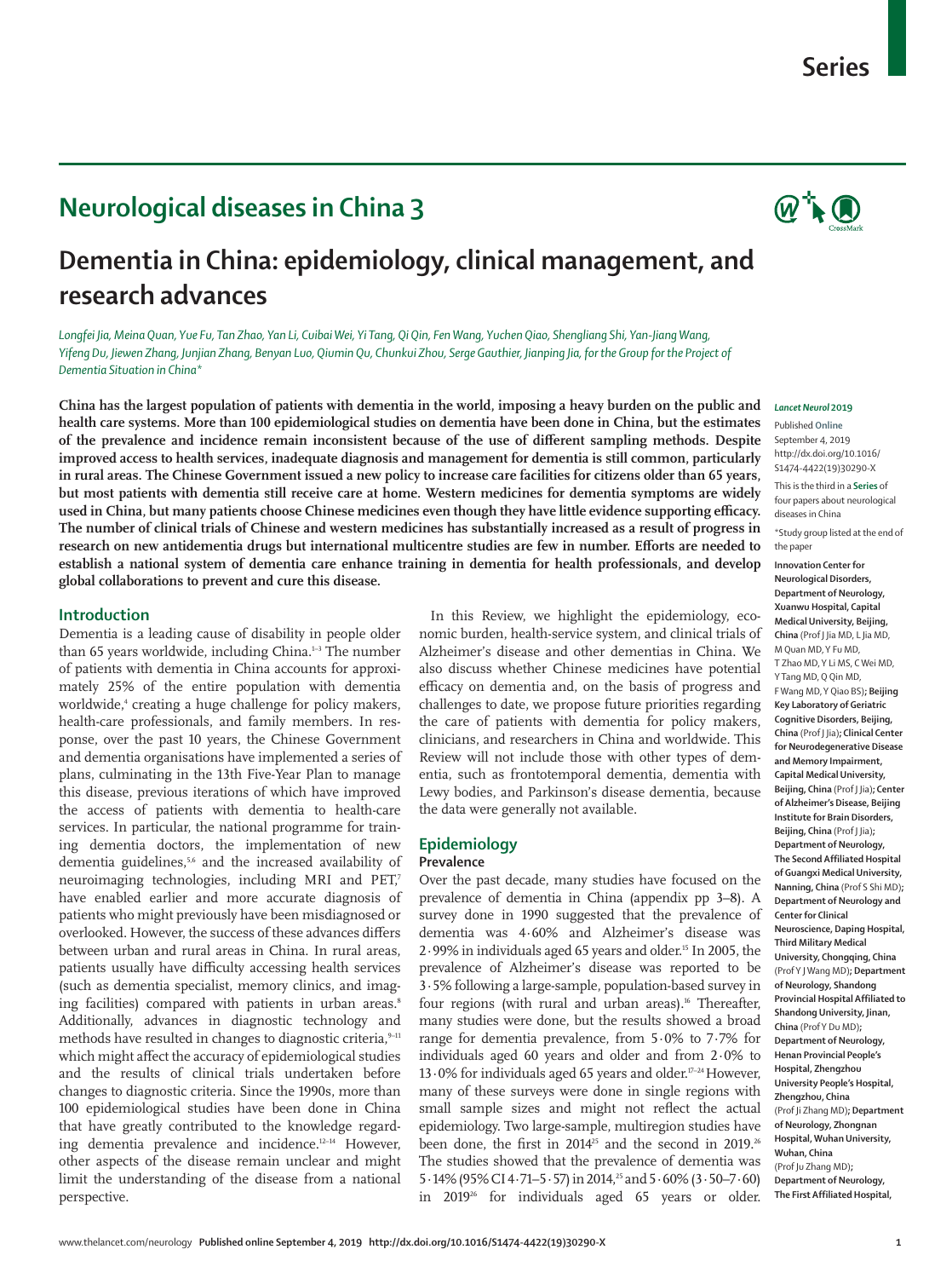# Series

## Neurological diseases in China 3

# Dementia in China: epidemiology, clinical management, and research advances

*Longfei Jia, Meina Quan, Yue Fu, Tan Zhao, Yan Li, Cuibai Wei, Yi Tang, Qi Qin, Fen Wang, Yuchen Qiao, Shengliang Shi, Yan-Jiang Wang, Yifeng Du, Jiewen Zhang, Junjian Zhang, Benyan Luo, Qiumin Qu, Chunkui Zhou, Serge Gauthier, Jianping Jia, for the Group for the Project of Dementia Situation in China\**

**China has the largest population of patients with dementia in the world, imposing a heavy burden on the public and health care systems. More than 100 epidemiological studies on dementia have been done in China, but the estimates of the prevalence and incidence remain inconsistent because of the use of different sampling methods. Despite improved access to health services, inadequate diagnosis and management for dementia is still common, particularly in rural areas. The Chinese Government issued a new policy to increase care facilities for citizens older than 65 years, but most patients with dementia still receive care at home. Western medicines for dementia symptoms are widely used in China, but many patients choose Chinese medicines even though they have little evidence supporting efficacy. The number of clinical trials of Chinese and western medicines has substantially increased as a result of progress in research on new antidementia drugs but international multicentre studies are few in number. Efforts are needed to establish a national system of dementia care enhance training in dementia for health professionals, and develop global collaborations to prevent and cure this disease.**

*Lancet Neurol* **2019**

Published **Online** September 4, 2019 http://dx.doi.org/10.1016/S1474-4422(19)30290-X

This is the third in a **Series** of four papers about neurological diseases in China

\*Study group listed at the end of the paper

**Innovation Center for Neurological Disorders, Department of Neurology, Xuanwu Hospital, Capital Medical University, Beijing, China** (Prof J Jia MD, L Jia MD, M Quan MD, Y Fu MD, T Zhao MD, Y Li MS, C Wei MD, Y Tang MD, Q Qin MD, F Wang MD, Y Qiao BS)**; Beijing Key Laboratory of Geriatric Cognitive Disorders, Beijing, China** (Prof J Jia)**; Clinical Center for Neurodegenerative Disease and Memory Impairment, Capital Medical University, Beijing, China** (Prof J Jia)**; Center of Alzheimer's Disease, Beijing Institute for Brain Disorders, Beijing, China** (Prof J Jia)**; Department of Neurology, The Second Affiliated Hospital of Guangxi Medical University, Nanning, China** (Prof S Shi MD)**; Department of Neurology and Center for Clinical Neuroscience, Daping Hospital, Third Military Medical University, Chongqing, China** (Prof Y J Wang MD)**; Department of Neurology, Shandong Provincial Hospital Affiliated to Shandong University, Jinan, China** (Prof Y Du MD)**; Department of Neurology, Henan Provincial People's Hospital, Zhengzhou University People's Hospital, Zhengzhou, China** (Prof Ji Zhang MD)**; Department of Neurology, Zhongnan Hospital, Wuhan University, Wuhan, China** (Prof Ju Zhang MD)**; Department of Neurology, The First Affiliated Hospital,**

## Introduction

Dementia is a leading cause of disability in people older than 65 years worldwide, including China.[1–3] The number of patients with dementia in China accounts for approximately 25% of the entire population with dementia worldwide,[4] creating a huge challenge for policy makers, health-care professionals, and family members. In response, over the past 10 years, the Chinese Government and dementia organisations have implemented a series of plans, culminating in the 13th Five-Year Plan to manage this disease, previous iterations of which have improved the access of patients with dementia to health-care services. In particular, the national programme for training dementia doctors, the implementation of new dementia guidelines,[5,6] and the increased availability of neuroimaging technologies, including MRI and PET,[7] have enabled earlier and more accurate diagnosis of patients who might previously have been misdiagnosed or overlooked. However, the success of these advances differs between urban and rural areas in China. In rural areas, patients usually have difficulty accessing health services (such as dementia specialist, memory clinics, and imaging facilities) compared with patients in urban areas.[8] Additionally, advances in diagnostic technology and methods have resulted in changes to diagnostic criteria,[9–11] which might affect the accuracy of epidemiological studies and the results of clinical trials undertaken before changes to diagnostic criteria. Since the 1990s, more than 100 epidemiological studies have been done in China that have greatly contributed to the knowledge regarding dementia prevalence and incidence.[12–14] However, other aspects of the disease remain unclear and might limit the understanding of the disease from a national perspective.

In this Review, we highlight the epidemiology, economic burden, health-service system, and clinical trials of Alzheimer's disease and other dementias in China. We also discuss whether Chinese medicines have potential efficacy on dementia and, on the basis of progress and challenges to date, we propose future priorities regarding the care of patients with dementia for policy makers, clinicians, and researchers in China and worldwide. This Review will not include those with other types of dementia, such as frontotemporal dementia, dementia with Lewy bodies, and Parkinson's disease dementia, because the data were generally not available.

## Epidemiology

### Prevalence

Over the past decade, many studies have focused on the prevalence of dementia in China (appendix pp 3–8). A survey done in 1990 suggested that the prevalence of dementia was 4·60% and Alzheimer's disease was 2·99% in individuals aged 65 years and older.[15] In 2005, the prevalence of Alzheimer's disease was reported to be 3·5% following a large-sample, population-based survey in four regions (with rural and urban areas).[16] Thereafter, many studies were done, but the results showed a broad range for dementia prevalence, from 5·0% to 7·7% for individuals aged 60 years and older and from 2·0% to 13·0% for individuals aged 65 years and older.[17–24] However, many of these surveys were done in single regions with small sample sizes and might not reflect the actual epidemiology. Two large-sample, multiregion studies have been done, the first in 2014[25] and the second in 2019.[26] The studies showed that the prevalence of dementia was 5·14% (95% CI 4·71–5·57) in 2014,[25] and 5·60% (3·50–7·60) in 2019[26] for individuals aged 65 years or older.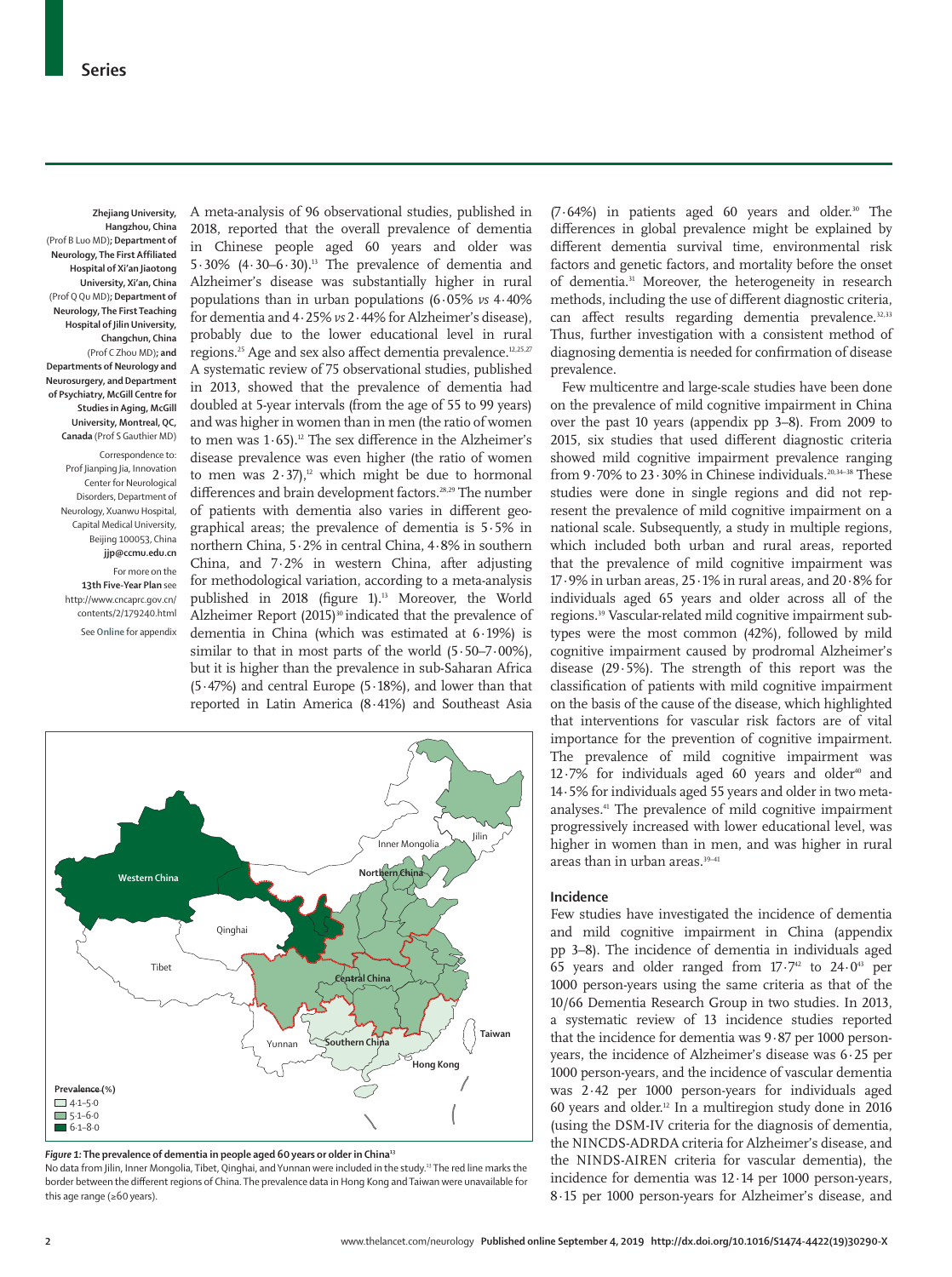Zhejiang University, Hangzhou, China (Prof B Luo MD); Department of Neurology, The First Affiliated Hospital of Xi'an Jiaotong University, Xi'an, China (Prof Q Qu MD); Department of Neurology, The First Teaching Hospital of Jilin University, Changchun, China (Prof C Zhou MD); and Departments of Neurology and Neurosurgery, and Department of Psychiatry, McGill Centre for Studies in Aging, McGill University, Montreal, QC, Canada (Prof S Gauthier MD)

Correspondence to: Prof Jianping Jia, Innovation Center for Neurological Disorders, Department of Neurology, Xuanwu Hospital, Capital Medical University, Beijing 100053, China **jjp@ccmu.edu.cn**

For more on the **13th Five-Year Plan** see http://www.cncaprc.gov.cn/contents/2/179240.html

See **Online** for appendix

A meta-analysis of 96 observational studies, published in 2018, reported that the overall prevalence of dementia in Chinese people aged 60 years and older was 5·30% (4·30–6·30).[13] The prevalence of dementia and Alzheimer's disease was substantially higher in rural populations than in urban populations (6·05% *vs* 4·40% for dementia and 4·25% *vs* 2·44% for Alzheimer's disease), probably due to the lower educational level in rural regions.[25] Age and sex also affect dementia prevalence.[12,25,27] A systematic review of 75 observational studies, published in 2013, showed that the prevalence of dementia had doubled at 5-year intervals (from the age of 55 to 99 years) and was higher in women than in men (the ratio of women to men was 1·65).[12] The sex difference in the Alzheimer's disease prevalence was even higher (the ratio of women to men was 2·37),[12] which might be due to hormonal differences and brain development factors.[28,29] The number of patients with dementia also varies in different geographical areas; the prevalence of dementia is 5·5% in northern China, 5·2% in central China, 4·8% in southern China, and 7·2% in western China, after adjusting for methodological variation, according to a meta-analysis published in 2018 (figure 1).[13] Moreover, the World Alzheimer Report (2015)[30] indicated that the prevalence of dementia in China (which was estimated at 6·19%) is similar to that in most parts of the world (5·50–7·00%), but it is higher than the prevalence in sub-Saharan Africa (5·47%) and central Europe (5·18%), and lower than that reported in Latin America (8·41%) and Southeast Asia (7·64%) in patients aged 60 years and older.[30] The differences in global prevalence might be explained by different dementia survival time, environmental risk factors and genetic factors, and mortality before the onset of dementia.[31] Moreover, the heterogeneity in research methods, including the use of different diagnostic criteria, can affect results regarding dementia prevalence.[32,33] Thus, further investigation with a consistent method of diagnosing dementia is needed for confirmation of disease prevalence.

*Figure 1:* **The prevalence of dementia in people aged 60 years or older in China[13]**
No data from Jilin, Inner Mongolia, Tibet, Qinghai, and Yunnan were included in the study.[13] The red line marks the border between the different regions of China. The prevalence data in Hong Kong and Taiwan were unavailable for this age range (≥60 years).

Few multicentre and large-scale studies have been done on the prevalence of mild cognitive impairment in China over the past 10 years (appendix pp 3–8). From 2009 to 2015, six studies that used different diagnostic criteria showed mild cognitive impairment prevalence ranging from 9·70% to 23·30% in Chinese individuals.[20,34–38] These studies were done in single regions and did not represent the prevalence of mild cognitive impairment on a national scale. Subsequently, a study in multiple regions, which included both urban and rural areas, reported that the prevalence of mild cognitive impairment was 17·9% in urban areas, 25·1% in rural areas, and 20·8% for individuals aged 65 years and older across all of the regions.[39] Vascular-related mild cognitive impairment subtypes were the most common (42%), followed by mild cognitive impairment caused by prodromal Alzheimer's disease (29·5%). The strength of this report was the classification of patients with mild cognitive impairment on the basis of the cause of the disease, which highlighted that interventions for vascular risk factors are of vital importance for the prevention of cognitive impairment. The prevalence of mild cognitive impairment was 12·7% for individuals aged 60 years and older[40] and 14·5% for individuals aged 55 years and older in two meta-analyses.[41] The prevalence of mild cognitive impairment progressively increased with lower educational level, was higher in women than in men, and was higher in rural areas than in urban areas.[39–41]

## Incidence

Few studies have investigated the incidence of dementia and mild cognitive impairment in China (appendix pp 3–8). The incidence of dementia in individuals aged 65 years and older ranged from 17·7[42] to 24·0[43] per 1000 person-years using the same criteria as that of the 10/66 Dementia Research Group in two studies. In 2013, a systematic review of 13 incidence studies reported that the incidence for dementia was 9·87 per 1000 person-years, the incidence of Alzheimer's disease was 6·25 per 1000 person-years, and the incidence of vascular dementia was 2·42 per 1000 person-years for individuals aged 60 years and older.[12] In a multiregion study done in 2016 (using the DSM-IV criteria for the diagnosis of dementia, the NINCDS-ADRDA criteria for Alzheimer's disease, and the NINDS-AIREN criteria for vascular dementia), the incidence for dementia was 12·14 per 1000 person-years, 8·15 per 1000 person-years for Alzheimer's disease, and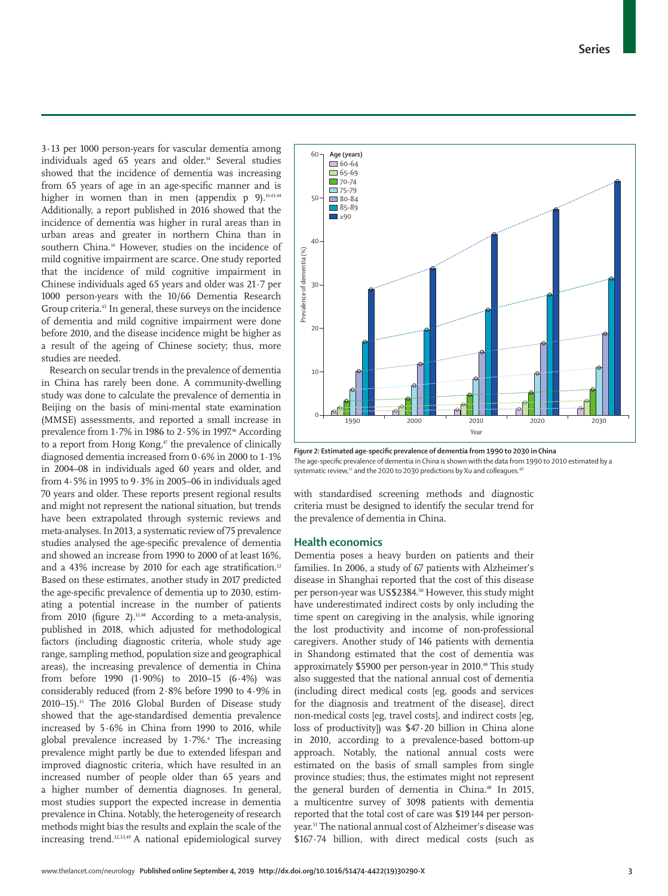3·13 per 1000 person-years for vascular dementia among individuals aged 65 years and older.[14] Several studies showed that the incidence of dementia was increasing from 65 years of age in an age-specific manner and is higher in women than in men (appendix p 9).[14,43,44] Additionally, a report published in 2016 showed that the incidence of dementia was higher in rural areas than in urban areas and greater in northern China than in southern China.[14] However, studies on the incidence of mild cognitive impairment are scarce. One study reported that the incidence of mild cognitive impairment in Chinese individuals aged 65 years and older was 21·7 per 1000 person-years with the 10/66 Dementia Research Group criteria.[45] In general, these surveys on the incidence of dementia and mild cognitive impairment were done before 2010, and the disease incidence might be higher as a result of the ageing of Chinese society; thus, more studies are needed.

Research on secular trends in the prevalence of dementia in China has rarely been done. A community-dwelling study was done to calculate the prevalence of dementia in Beijing on the basis of mini-mental state examination (MMSE) assessments, and reported a small increase in prevalence from 1·7% in 1986 to 2·5% in 1997.[46] According to a report from Hong Kong,[47] the prevalence of clinically diagnosed dementia increased from 0·6% in 2000 to 1·1% in 2004–08 in individuals aged 60 years and older, and from 4·5% in 1995 to 9·3% in 2005–06 in individuals aged 70 years and older. These reports present regional results and might not represent the national situation, but trends have been extrapolated through systemic reviews and meta-analyses. In 2013, a systematic review of 75 prevalence studies analysed the age-specific prevalence of dementia and showed an increase from 1990 to 2000 of at least 16%, and a 43% increase by 2010 for each age stratification.[12] Based on these estimates, another study in 2017 predicted the age-specific prevalence of dementia up to 2030, estimating a potential increase in the number of patients from 2010 (figure 2).[12,48] According to a meta-analysis, published in 2018, which adjusted for methodological factors (including diagnostic criteria, whole study age range, sampling method, population size and geographical areas), the increasing prevalence of dementia in China from before 1990 (1·90%) to 2010–15 (6·4%) was considerably reduced (from 2·8% before 1990 to 4·9% in 2010–15).[13] The 2016 Global Burden of Disease study showed that the age-standardised dementia prevalence increased by 5·6% in China from 1990 to 2016, while global prevalence increased by 1·7%.[4] The increasing prevalence might partly be due to extended lifespan and improved diagnostic criteria, which have resulted in an increased number of people older than 65 years and a higher number of dementia diagnoses. In general, most studies support the expected increase in dementia prevalence in China. Notably, the heterogeneity of research methods might bias the results and explain the scale of the increasing trend.[12,13,49] A national epidemiological survey with standardised screening methods and diagnostic criteria must be designed to identify the secular trend for the prevalence of dementia in China.

***Figure 2:* Estimated age-specific prevalence of dementia from 1990 to 2030 in China**
The age-specific prevalence of dementia in China is shown with the data from 1990 to 2010 estimated by a systematic review,[12] and the 2020 to 2030 predictions by Xu and colleagues.[48]

## Health economics

Dementia poses a heavy burden on patients and their families. In 2006, a study of 67 patients with Alzheimer's disease in Shanghai reported that the cost of this disease per person-year was US$2384.[50] However, this study might have underestimated indirect costs by only including the time spent on caregiving in the analysis, while ignoring the lost productivity and income of non-professional caregivers. Another study of 146 patients with dementia in Shandong estimated that the cost of dementia was approximately $5900 per person-year in 2010.[48] This study also suggested that the national annual cost of dementia (including direct medical costs [eg, goods and services for the diagnosis and treatment of the disease], direct non-medical costs [eg, travel costs], and indirect costs [eg, loss of productivity]) was $47·20 billion in China alone in 2010, according to a prevalence-based bottom-up approach. Notably, the national annual costs were estimated on the basis of small samples from single province studies; thus, the estimates might not represent the general burden of dementia in China.[48] In 2015, a multicentre survey of 3098 patients with dementia reported that the total cost of care was $19 144 per person-year.[51] The national annual cost of Alzheimer's disease was $167·74 billion, with direct medical costs (such as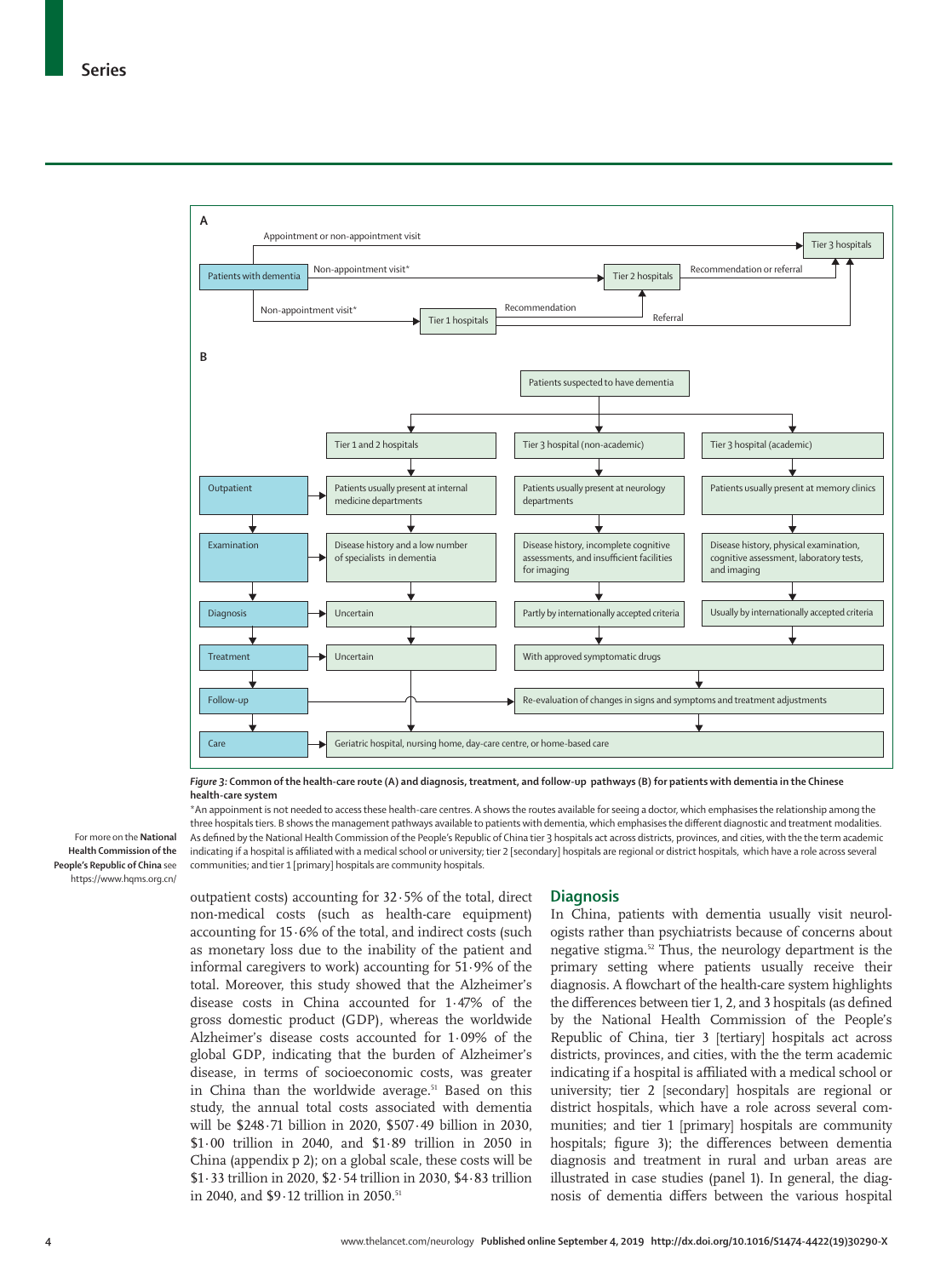**A**

Patients with dementia → Appointment or non-appointment visit → Tier 3 hospitals

Patients with dementia → Non-appointment visit* → Tier 2 hospitals → Recommendation or referral → Tier 3 hospitals

Patients with dementia → Non-appointment visit* → Tier 1 hospitals → Recommendation → Tier 2 hospitals

Tier 1 hospitals → Referral → Tier 3 hospitals

**B**

Patients suspected to have dementia

| | Tier 1 and 2 hospitals | Tier 3 hospital (non-academic) | Tier 3 hospital (academic) |
|---|---|---|---|
| Outpatient | Patients usually present at internal medicine departments | Patients usually present at neurology departments | Patients usually present at memory clinics |
| Examination | Disease history and a low number of specialists in dementia | Disease history, incomplete cognitive assessments, and insufficient facilities for imaging | Disease history, physical examination, cognitive assessment, laboratory tests, and imaging |
| Diagnosis | Uncertain | Partly by internationally accepted criteria | Usually by internationally accepted criteria |
| Treatment | Uncertain | With approved symptomatic drugs | |
| Follow-up | | Re-evaluation of changes in signs and symptoms and treatment adjustments | |
| Care | Geriatric hospital, nursing home, day-care centre, or home-based care | | |

*Figure 3:* **Common of the health-care route (A) and diagnosis, treatment, and follow-up pathways (B) for patients with dementia in the Chinese health-care system**

*An appointment is not needed to access these health-care centres. A shows the routes available for seeing a doctor, which emphasises the relationship among the three hospitals tiers. B shows the management pathways available to patients with dementia, which emphasises the different diagnostic and treatment modalities. As defined by the National Health Commission of the People's Republic of China tier 3 hospitals act across districts, provinces, and cities, with the the term academic indicating if a hospital is affiliated with a medical school or university; tier 2 [secondary] hospitals are regional or district hospitals, which have a role across several communities; and tier 1 [primary] hospitals are community hospitals.

For more on the **National Health Commission of the People's Republic of China** see https://www.hqms.org.cn/

outpatient costs) accounting for 32·5% of the total, direct non-medical costs (such as health-care equipment) accounting for 15·6% of the total, and indirect costs (such as monetary loss due to the inability of the patient and informal caregivers to work) accounting for 51·9% of the total. Moreover, this study showed that the Alzheimer's disease costs in China accounted for 1·47% of the gross domestic product (GDP), whereas the worldwide Alzheimer's disease costs accounted for 1·09% of the global GDP, indicating that the burden of Alzheimer's disease, in terms of socioeconomic costs, was greater in China than the worldwide average.[51] Based on this study, the annual total costs associated with dementia will be $248·71 billion in 2020, $507·49 billion in 2030, $1·00 trillion in 2040, and $1·89 trillion in 2050 in China (appendix p 2); on a global scale, these costs will be $1·33 trillion in 2020, $2·54 trillion in 2030, $4·83 trillion in 2040, and $9·12 trillion in 2050.[51]

## Diagnosis

In China, patients with dementia usually visit neurologists rather than psychiatrists because of concerns about negative stigma.[52] Thus, the neurology department is the primary setting where patients usually receive their diagnosis. A flowchart of the health-care system highlights the differences between tier 1, 2, and 3 hospitals (as defined by the National Health Commission of the People's Republic of China, tier 3 [tertiary] hospitals act across districts, provinces, and cities, with the the term academic indicating if a hospital is affiliated with a medical school or university; tier 2 [secondary] hospitals are regional or district hospitals, which have a role across several communities; and tier 1 [primary] hospitals are community hospitals; figure 3); the differences between dementia diagnosis and treatment in rural and urban areas are illustrated in case studies (panel 1). In general, the diagnosis of dementia differs between the various hospital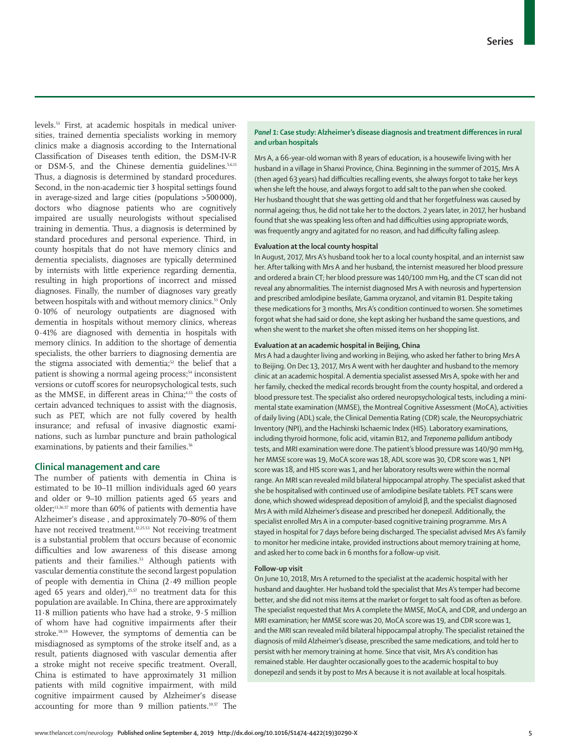levels.[53] First, at academic hospitals in medical universities, trained dementia specialists working in memory clinics make a diagnosis according to the International Classification of Diseases tenth edition, the DSM-IV-R or DSM-5, and the Chinese dementia guidelines.[5,6,11] Thus, a diagnosis is determined by standard procedures. Second, in the non-academic tier 3 hospital settings found in average-sized and large cities (populations >500 000), doctors who diagnose patients who are cognitively impaired are usually neurologists without specialised training in dementia. Thus, a diagnosis is determined by standard procedures and personal experience. Third, in county hospitals that do not have memory clinics and dementia specialists, diagnoses are typically determined by internists with little experience regarding dementia, resulting in high proportions of incorrect and missed diagnoses. Finally, the number of diagnoses vary greatly between hospitals with and without memory clinics.[53] Only 0·10% of neurology outpatients are diagnosed with dementia in hospitals without memory clinics, whereas 0·41% are diagnosed with dementia in hospitals with memory clinics. In addition to the shortage of dementia specialists, the other barriers to diagnosing dementia are the stigma associated with dementia;[52] the belief that a patient is showing a normal ageing process;[54] inconsistent versions or cutoff scores for neuropsychological tests, such as the MMSE, in different areas in China;[4,55] the costs of certain advanced techniques to assist with the diagnosis, such as PET, which are not fully covered by health insurance; and refusal of invasive diagnostic examinations, such as lumbar puncture and brain pathological examinations, by patients and their families.[56]

## Clinical management and care

The number of patients with dementia in China is estimated to be 10–11 million individuals aged 60 years and older or 9–10 million patients aged 65 years and older;[13,26,57] more than 60% of patients with dementia have Alzheimer's disease , and approximately 70–80% of them have not received treatment.[12,25,53] Not receiving treatment is a substantial problem that occurs because of economic difficulties and low awareness of this disease among patients and their families.[53] Although patients with vascular dementia constitute the second largest population of people with dementia in China (2·49 million people aged 65 years and older),[25,57] no treatment data for this population are available. In China, there are approximately 11·8 million patients who have had a stroke, 9·5 million of whom have had cognitive impairments after their stroke.[58,59] However, the symptoms of dementia can be misdiagnosed as symptoms of the stroke itself and, as a result, patients diagnosed with vascular dementia after a stroke might not receive specific treatment. Overall, China is estimated to have approximately 31 million patients with mild cognitive impairment, with mild cognitive impairment caused by Alzheimer's disease accounting for more than 9 million patients.[39,57] The

### *Panel 1:* Case study: Alzheimer's disease diagnosis and treatment differences in rural and urban hospitals

Mrs A, a 66-year-old woman with 8 years of education, is a housewife living with her husband in a village in Shanxi Province, China. Beginning in the summer of 2015, Mrs A (then aged 63 years) had difficulties recalling events, she always forgot to take her keys when she left the house, and always forgot to add salt to the pan when she cooked. Her husband thought that she was getting old and that her forgetfulness was caused by normal ageing; thus, he did not take her to the doctors. 2 years later, in 2017, her husband found that she was speaking less often and had difficulties using appropriate words, was frequently angry and agitated for no reason, and had difficulty falling asleep.

**Evaluation at the local county hospital**

In August, 2017, Mrs A's husband took her to a local county hospital, and an internist saw her. After talking with Mrs A and her husband, the internist measured her blood pressure and ordered a brain CT; her blood pressure was 140/100 mm Hg, and the CT scan did not reveal any abnormalities. The internist diagnosed Mrs A with neurosis and hypertension and prescribed amlodipine besilate, Gamma oryzanol, and vitamin B1. Despite taking these medications for 3 months, Mrs A's condition continued to worsen. She sometimes forgot what she had said or done, she kept asking her husband the same questions, and when she went to the market she often missed items on her shopping list.

**Evaluation at an academic hospital in Beijing, China**

Mrs A had a daughter living and working in Beijing, who asked her father to bring Mrs A to Beijing. On Dec 13, 2017, Mrs A went with her daughter and husband to the memory clinic at an academic hospital. A dementia specialist assessed Mrs A, spoke with her and her family, checked the medical records brought from the county hospital, and ordered a blood pressure test. The specialist also ordered neuropsychological tests, including a mini-mental state examination (MMSE), the Montreal Cognitive Assessment (MoCA), activities of daily living (ADL) scale, the Clinical Dementia Rating (CDR) scale, the Neuropsychiatric Inventory (NPI), and the Hachinski Ischaemic Index (HIS). Laboratory examinations, including thyroid hormone, folic acid, vitamin B12, and *Treponema pallidum* antibody tests, and MRI examination were done. The patient's blood pressure was 140/90 mm Hg, her MMSE score was 19, MoCA score was 18, ADL score was 30, CDR score was 1, NPI score was 18, and HIS score was 1, and her laboratory results were within the normal range. An MRI scan revealed mild bilateral hippocampal atrophy. The specialist asked that she be hospitalised with continued use of amlodipine besilate tablets. PET scans were done, which showed widespread deposition of amyloid β, and the specialist diagnosed Mrs A with mild Alzheimer's disease and prescribed her donepezil. Additionally, the specialist enrolled Mrs A in a computer-based cognitive training programme. Mrs A stayed in hospital for 7 days before being discharged. The specialist advised Mrs A's family to monitor her medicine intake, provided instructions about memory training at home, and asked her to come back in 6 months for a follow-up visit.

**Follow-up visit**

On June 10, 2018, Mrs A returned to the specialist at the academic hospital with her husband and daughter. Her husband told the specialist that Mrs A's temper had become better, and she did not miss items at the market or forget to salt food as often as before. The specialist requested that Mrs A complete the MMSE, MoCA, and CDR, and undergo an MRI examination; her MMSE score was 20, MoCA score was 19, and CDR score was 1, and the MRI scan revealed mild bilateral hippocampal atrophy. The specialist retained the diagnosis of mild Alzheimer's disease, prescribed the same medications, and told her to persist with her memory training at home. Since that visit, Mrs A's condition has remained stable. Her daughter occasionally goes to the academic hospital to buy donepezil and sends it by post to Mrs A because it is not available at local hospitals.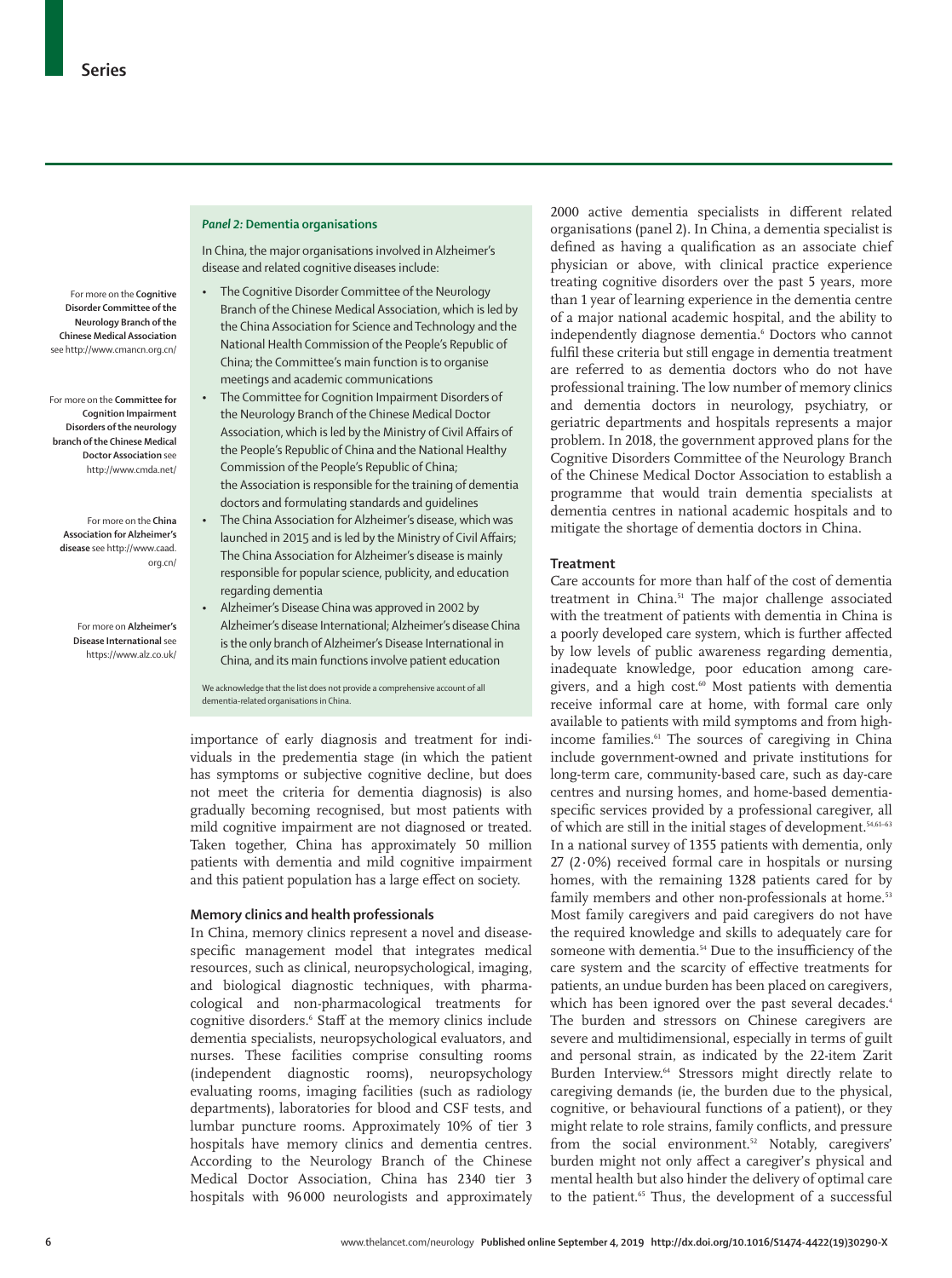### *Panel 2:* Dementia organisations

In China, the major organisations involved in Alzheimer's disease and related cognitive diseases include:

- The Cognitive Disorder Committee of the Neurology Branch of the Chinese Medical Association, which is led by the China Association for Science and Technology and the National Health Commission of the People's Republic of China; the Committee's main function is to organise meetings and academic communications
- The Committee for Cognition Impairment Disorders of the Neurology Branch of the Chinese Medical Doctor Association, which is led by the Ministry of Civil Affairs of the People's Republic of China and the National Healthy Commission of the People's Republic of China; the Association is responsible for the training of dementia doctors and formulating standards and guidelines
- The China Association for Alzheimer's disease, which was launched in 2015 and is led by the Ministry of Civil Affairs; The China Association for Alzheimer's disease is mainly responsible for popular science, publicity, and education regarding dementia
- Alzheimer's Disease China was approved in 2002 by Alzheimer's disease International; Alzheimer's disease China is the only branch of Alzheimer's Disease International in China, and its main functions involve patient education

We acknowledge that the list does not provide a comprehensive account of all dementia-related organisations in China.

For more on the **Cognitive Disorder Committee of the Neurology Branch of the Chinese Medical Association** see http://www.cmancn.org.cn/

For more on the **Committee for Cognition Impairment Disorders of the neurology branch of the Chinese Medical Doctor Association** see http://www.cmda.net/

For more on the **China Association for Alzheimer's disease** see http://www.caad.org.cn/

For more on **Alzheimer's Disease International** see https://www.alz.co.uk/

importance of early diagnosis and treatment for individuals in the predementia stage (in which the patient has symptoms or subjective cognitive decline, but does not meet the criteria for dementia diagnosis) is also gradually becoming recognised, but most patients with mild cognitive impairment are not diagnosed or treated. Taken together, China has approximately 50 million patients with dementia and mild cognitive impairment and this patient population has a large effect on society.

## Memory clinics and health professionals

In China, memory clinics represent a novel and disease-specific management model that integrates medical resources, such as clinical, neuropsychological, imaging, and biological diagnostic techniques, with pharmacological and non-pharmacological treatments for cognitive disorders.[6] Staff at the memory clinics include dementia specialists, neuropsychological evaluators, and nurses. These facilities comprise consulting rooms (independent diagnostic rooms), neuropsychology evaluating rooms, imaging facilities (such as radiology departments), laboratories for blood and CSF tests, and lumbar puncture rooms. Approximately 10% of tier 3 hospitals have memory clinics and dementia centres. According to the Neurology Branch of the Chinese Medical Doctor Association, China has 2340 tier 3 hospitals with 96 000 neurologists and approximately 2000 active dementia specialists in different related organisations (panel 2). In China, a dementia specialist is defined as having a qualification as an associate chief physician or above, with clinical practice experience treating cognitive disorders over the past 5 years, more than 1 year of learning experience in the dementia centre of a major national academic hospital, and the ability to independently diagnose dementia.[6] Doctors who cannot fulfil these criteria but still engage in dementia treatment are referred to as dementia doctors who do not have professional training. The low number of memory clinics and dementia doctors in neurology, psychiatry, or geriatric departments and hospitals represents a major problem. In 2018, the government approved plans for the Cognitive Disorders Committee of the Neurology Branch of the Chinese Medical Doctor Association to establish a programme that would train dementia specialists at dementia centres in national academic hospitals and to mitigate the shortage of dementia doctors in China.

## Treatment

Care accounts for more than half of the cost of dementia treatment in China.[51] The major challenge associated with the treatment of patients with dementia in China is a poorly developed care system, which is further affected by low levels of public awareness regarding dementia, inadequate knowledge, poor education among caregivers, and a high cost.[60] Most patients with dementia receive informal care at home, with formal care only available to patients with mild symptoms and from high-income families.[61] The sources of caregiving in China include government-owned and private institutions for long-term care, community-based care, such as day-care centres and nursing homes, and home-based dementia-specific services provided by a professional caregiver, all of which are still in the initial stages of development.[54,61–63] In a national survey of 1355 patients with dementia, only 27 (2·0%) received formal care in hospitals or nursing homes, with the remaining 1328 patients cared for by family members and other non-professionals at home.[53] Most family caregivers and paid caregivers do not have the required knowledge and skills to adequately care for someone with dementia.[54] Due to the insufficiency of the care system and the scarcity of effective treatments for patients, an undue burden has been placed on caregivers, which has been ignored over the past several decades.[4] The burden and stressors on Chinese caregivers are severe and multidimensional, especially in terms of guilt and personal strain, as indicated by the 22-item Zarit Burden Interview.[64] Stressors might directly relate to caregiving demands (ie, the burden due to the physical, cognitive, or behavioural functions of a patient), or they might relate to role strains, family conflicts, and pressure from the social environment.[52] Notably, caregivers' burden might not only affect a caregiver's physical and mental health but also hinder the delivery of optimal care to the patient.[65] Thus, the development of a successful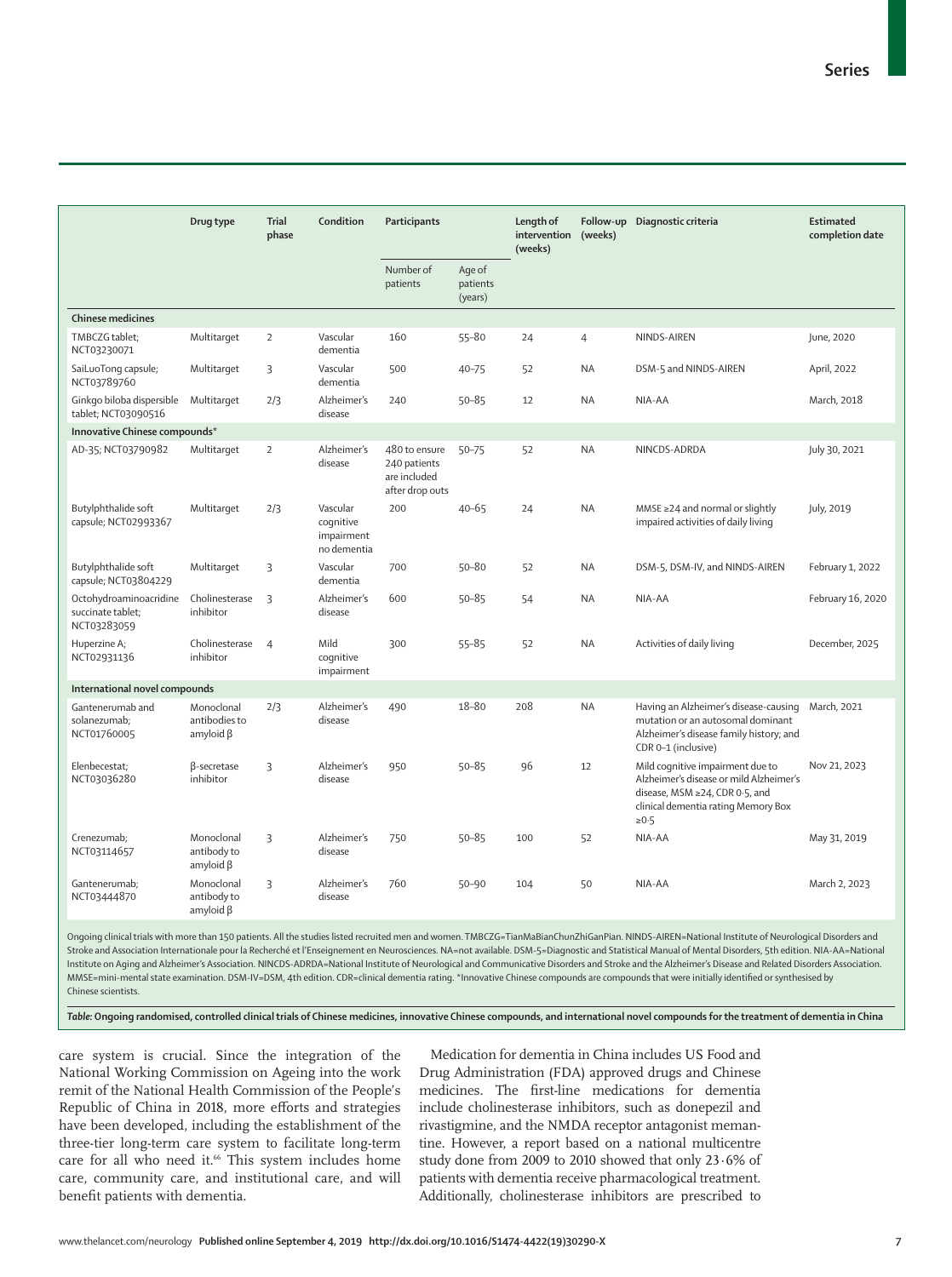| | Drug type | Trial phase | Condition | Participants | | Length of intervention (weeks) | Follow-up (weeks) | Diagnostic criteria | Estimated completion date |
|---|---|---|---|---|---|---|---|---|---|
| | | | | Number of patients | Age of patients (years) | | | | |
| **Chinese medicines** | | | | | | | | | |
| TMBCZG tablet; NCT03230071 | Multitarget | 2 | Vascular dementia | 160 | 55–80 | 24 | 4 | NINDS-AIREN | June, 2020 |
| SaiLuoTong capsule; NCT03789760 | Multitarget | 3 | Vascular dementia | 500 | 40–75 | 52 | NA | DSM-5 and NINDS-AIREN | April, 2022 |
| Ginkgo biloba dispersible tablet; NCT03090516 | Multitarget | 2/3 | Alzheimer's disease | 240 | 50–85 | 12 | NA | NIA-AA | March, 2018 |
| **Innovative Chinese compounds*** | | | | | | | | | |
| AD-35; NCT03790982 | Multitarget | 2 | Alzheimer's disease | 480 to ensure 240 patients are included after drop outs | 50–75 | 52 | NA | NINCDS-ADRDA | July 30, 2021 |
| Butylphthalide soft capsule; NCT02993367 | Multitarget | 2/3 | Vascular cognitive impairment no dementia | 200 | 40–65 | 24 | NA | MMSE ≥24 and normal or slightly impaired activities of daily living | July, 2019 |
| Butylphthalide soft capsule; NCT03804229 | Multitarget | 3 | Vascular dementia | 700 | 50–80 | 52 | NA | DSM-5, DSM-IV, and NINDS-AIREN | February 1, 2022 |
| Octohydroaminoacridine succinate tablet; NCT03283059 | Cholinesterase inhibitor | 3 | Alzheimer's disease | 600 | 50–85 | 54 | NA | NIA-AA | February 16, 2020 |
| Huperzine A; NCT02931136 | Cholinesterase inhibitor | 4 | Mild cognitive impairment | 300 | 55–85 | 52 | NA | Activities of daily living | December, 2025 |
| **International novel compounds** | | | | | | | | | |
| Gantenerumab and solanezumab; NCT01760005 | Monoclonal antibodies to amyloid β | 2/3 | Alzheimer's disease | 490 | 18–80 | 208 | NA | Having an Alzheimer's disease-causing mutation or an autosomal dominant Alzheimer's disease family history; and CDR 0–1 (inclusive) | March, 2021 |
| Elenbecestat; NCT03036280 | β-secretase inhibitor | 3 | Alzheimer's disease | 950 | 50–85 | 96 | 12 | Mild cognitive impairment due to Alzheimer's disease or mild Alzheimer's disease, MSM ≥24, CDR 0·5, and clinical dementia rating Memory Box ≥0·5 | Nov 21, 2023 |
| Crenezumab; NCT03114657 | Monoclonal antibody to amyloid β | 3 | Alzheimer's disease | 750 | 50–85 | 100 | 52 | NIA-AA | May 31, 2019 |
| Gantenerumab; NCT03444870 | Monoclonal antibody to amyloid β | 3 | Alzheimer's disease | 760 | 50–90 | 104 | 50 | NIA-AA | March 2, 2023 |

Ongoing clinical trials with more than 150 patients. All the studies listed recruited men and women. TMBCZG=TianMaBianChunZhiGanPian. NINDS-AIREN=National Institute of Neurological Disorders and Stroke and Association Internationale pour la Recherché et l'Enseignement en Neurosciences. NA=not available. DSM-5=Diagnostic and Statistical Manual of Mental Disorders, 5th edition. NIA-AA=National Institute on Aging and Alzheimer's Association. NINCDS-ADRDA=National Institute of Neurological and Communicative Disorders and Stroke and the Alzheimer's Disease and Related Disorders Association. MMSE=mini-mental state examination. DSM-IV=DSM, 4th edition. CDR=clinical dementia rating. *Innovative Chinese compounds are compounds that were initially identified or synthesised by Chinese scientists.

***Table:*** **Ongoing randomised, controlled clinical trials of Chinese medicines, innovative Chinese compounds, and international novel compounds for the treatment of dementia in China**

care system is crucial. Since the integration of the National Working Commission on Ageing into the work remit of the National Health Commission of the People's Republic of China in 2018, more efforts and strategies have been developed, including the establishment of the three-tier long-term care system to facilitate long-term care for all who need it.[66] This system includes home care, community care, and institutional care, and will benefit patients with dementia.

Medication for dementia in China includes US Food and Drug Administration (FDA) approved drugs and Chinese medicines. The first-line medications for dementia include cholinesterase inhibitors, such as donepezil and rivastigmine, and the NMDA receptor antagonist memantine. However, a report based on a national multicentre study done from 2009 to 2010 showed that only 23·6% of patients with dementia receive pharmacological treatment. Additionally, cholinesterase inhibitors are prescribed to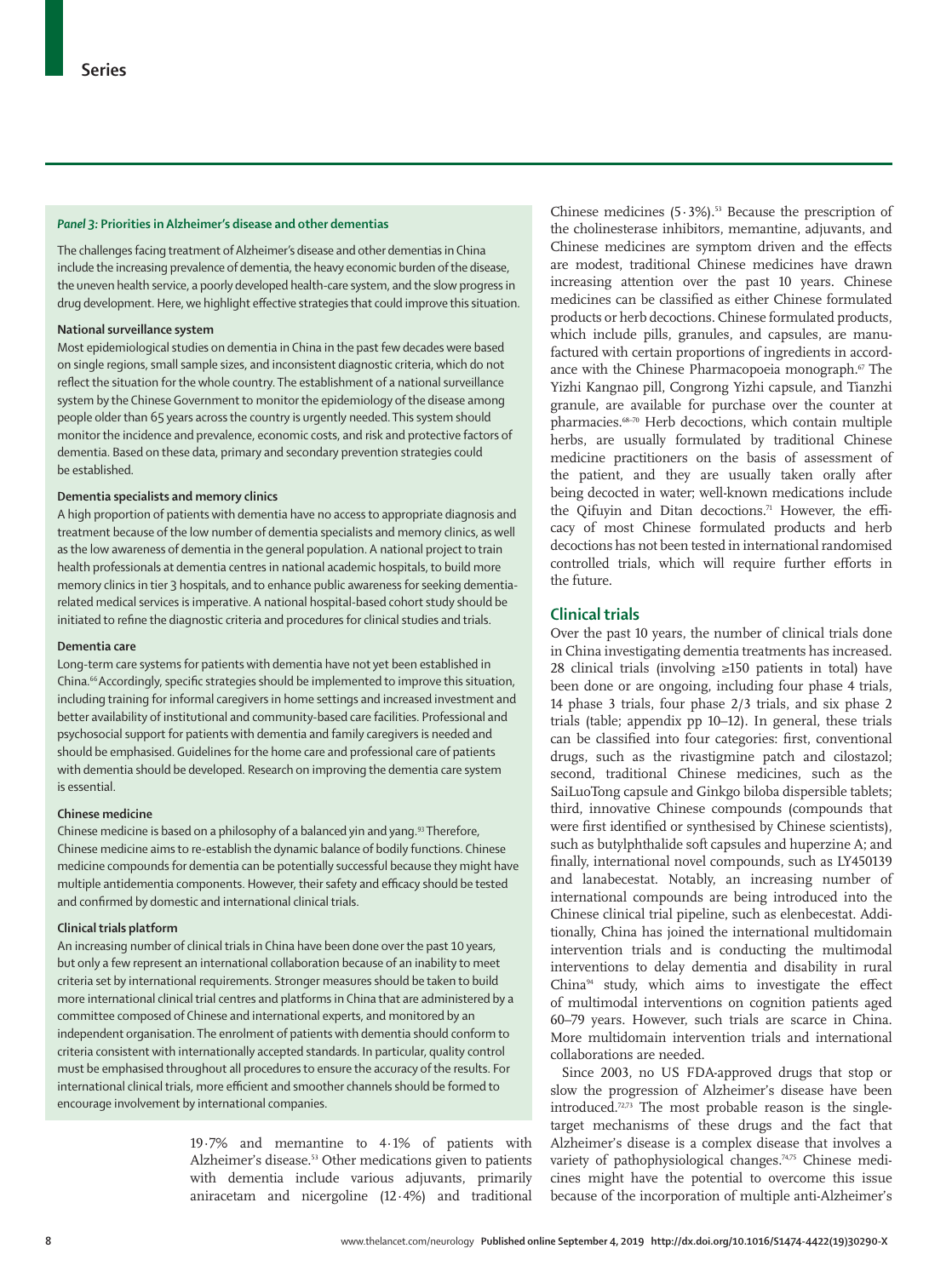### *Panel 3:* Priorities in Alzheimer's disease and other dementias

The challenges facing treatment of Alzheimer's disease and other dementias in China include the increasing prevalence of dementia, the heavy economic burden of the disease, the uneven health service, a poorly developed health-care system, and the slow progress in drug development. Here, we highlight effective strategies that could improve this situation.

**National surveillance system**

Most epidemiological studies on dementia in China in the past few decades were based on single regions, small sample sizes, and inconsistent diagnostic criteria, which do not reflect the situation for the whole country. The establishment of a national surveillance system by the Chinese Government to monitor the epidemiology of the disease among people older than 65 years across the country is urgently needed. This system should monitor the incidence and prevalence, economic costs, and risk and protective factors of dementia. Based on these data, primary and secondary prevention strategies could be established.

**Dementia specialists and memory clinics**

A high proportion of patients with dementia have no access to appropriate diagnosis and treatment because of the low number of dementia specialists and memory clinics, as well as the low awareness of dementia in the general population. A national project to train health professionals at dementia centres in national academic hospitals, to build more memory clinics in tier 3 hospitals, and to enhance public awareness for seeking dementia-related medical services is imperative. A national hospital-based cohort study should be initiated to refine the diagnostic criteria and procedures for clinical studies and trials.

**Dementia care**

Long-term care systems for patients with dementia have not yet been established in China.[66] Accordingly, specific strategies should be implemented to improve this situation, including training for informal caregivers in home settings and increased investment and better availability of institutional and community-based care facilities. Professional and psychosocial support for patients with dementia and family caregivers is needed and should be emphasised. Guidelines for the home care and professional care of patients with dementia should be developed. Research on improving the dementia care system is essential.

**Chinese medicine**

Chinese medicine is based on a philosophy of a balanced yin and yang.[93] Therefore, Chinese medicine aims to re-establish the dynamic balance of bodily functions. Chinese medicine compounds for dementia can be potentially successful because they might have multiple antidementia components. However, their safety and efficacy should be tested and confirmed by domestic and international clinical trials.

**Clinical trials platform**

An increasing number of clinical trials in China have been done over the past 10 years, but only a few represent an international collaboration because of an inability to meet criteria set by international requirements. Stronger measures should be taken to build more international clinical trial centres and platforms in China that are administered by a committee composed of Chinese and international experts, and monitored by an independent organisation. The enrolment of patients with dementia should conform to criteria consistent with internationally accepted standards. In particular, quality control must be emphasised throughout all procedures to ensure the accuracy of the results. For international clinical trials, more efficient and smoother channels should be formed to encourage involvement by international companies.

19·7% and memantine to 4·1% of patients with Alzheimer's disease.[53] Other medications given to patients with dementia include various adjuvants, primarily aniracetam and nicergoline (12·4%) and traditional Chinese medicines (5·3%).[53] Because the prescription of the cholinesterase inhibitors, memantine, adjuvants, and Chinese medicines are symptom driven and the effects are modest, traditional Chinese medicines have drawn increasing attention over the past 10 years. Chinese medicines can be classified as either Chinese formulated products or herb decoctions. Chinese formulated products, which include pills, granules, and capsules, are manufactured with certain proportions of ingredients in accordance with the Chinese Pharmacopoeia monograph.[67] The Yizhi Kangnao pill, Congrong Yizhi capsule, and Tianzhi granule, are available for purchase over the counter at pharmacies.[68–70] Herb decoctions, which contain multiple herbs, are usually formulated by traditional Chinese medicine practitioners on the basis of assessment of the patient, and they are usually taken orally after being decocted in water; well-known medications include the Qifuyin and Ditan decoctions.[71] However, the efficacy of most Chinese formulated products and herb decoctions has not been tested in international randomised controlled trials, which will require further efforts in the future.

## Clinical trials

Over the past 10 years, the number of clinical trials done in China investigating dementia treatments has increased. 28 clinical trials (involving ≥150 patients in total) have been done or are ongoing, including four phase 4 trials, 14 phase 3 trials, four phase 2/3 trials, and six phase 2 trials (table; appendix pp 10–12). In general, these trials can be classified into four categories: first, conventional drugs, such as the rivastigmine patch and cilostazol; second, traditional Chinese medicines, such as the SaiLuoTong capsule and Ginkgo biloba dispersible tablets; third, innovative Chinese compounds (compounds that were first identified or synthesised by Chinese scientists), such as butylphthalide soft capsules and huperzine A; and finally, international novel compounds, such as LY450139 and lanabecestat. Notably, an increasing number of international compounds are being introduced into the Chinese clinical trial pipeline, such as elenbecestat. Additionally, China has joined the international multidomain intervention trials and is conducting the multimodal interventions to delay dementia and disability in rural China[94] study, which aims to investigate the effect of multimodal interventions on cognition patients aged 60–79 years. However, such trials are scarce in China. More multidomain intervention trials and international collaborations are needed.

Since 2003, no US FDA-approved drugs that stop or slow the progression of Alzheimer's disease have been introduced.[72,73] The most probable reason is the single-target mechanisms of these drugs and the fact that Alzheimer's disease is a complex disease that involves a variety of pathophysiological changes.[74,75] Chinese medicines might have the potential to overcome this issue because of the incorporation of multiple anti-Alzheimer's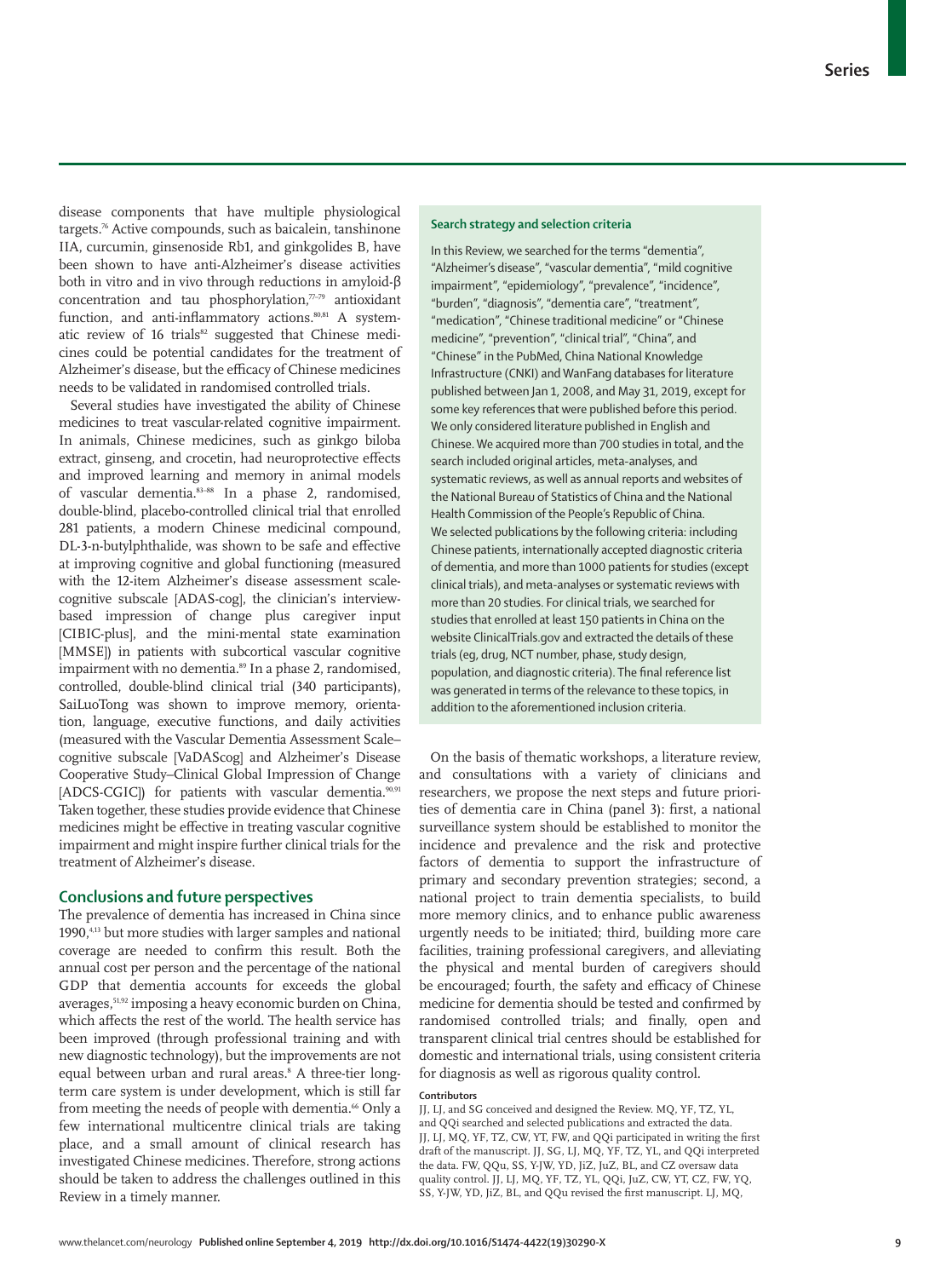disease components that have multiple physiological targets.[76] Active compounds, such as baicalein, tanshinone IIA, curcumin, ginsenoside Rb1, and ginkgolides B, have been shown to have anti-Alzheimer's disease activities both in vitro and in vivo through reductions in amyloid-β concentration and tau phosphorylation,[77–79] antioxidant function, and anti-inflammatory actions.[80,81] A systematic review of 16 trials[82] suggested that Chinese medicines could be potential candidates for the treatment of Alzheimer's disease, but the efficacy of Chinese medicines needs to be validated in randomised controlled trials.

Several studies have investigated the ability of Chinese medicines to treat vascular-related cognitive impairment. In animals, Chinese medicines, such as ginkgo biloba extract, ginseng, and crocetin, had neuroprotective effects and improved learning and memory in animal models of vascular dementia.[83–88] In a phase 2, randomised, double-blind, placebo-controlled clinical trial that enrolled 281 patients, a modern Chinese medicinal compound, DL-3-n-butylphthalide, was shown to be safe and effective at improving cognitive and global functioning (measured with the 12-item Alzheimer's disease assessment scale-cognitive subscale [ADAS-cog], the clinician's interview-based impression of change plus caregiver input [CIBIC-plus], and the mini-mental state examination [MMSE]) in patients with subcortical vascular cognitive impairment with no dementia.[89] In a phase 2, randomised, controlled, double-blind clinical trial (340 participants), SaiLuoTong was shown to improve memory, orientation, language, executive functions, and daily activities (measured with the Vascular Dementia Assessment Scale–cognitive subscale [VaDAScog] and Alzheimer's Disease Cooperative Study–Clinical Global Impression of Change [ADCS-CGIC]) for patients with vascular dementia.[90,91] Taken together, these studies provide evidence that Chinese medicines might be effective in treating vascular cognitive impairment and might inspire further clinical trials for the treatment of Alzheimer's disease.

## Conclusions and future perspectives

The prevalence of dementia has increased in China since 1990,[4,13] but more studies with larger samples and national coverage are needed to confirm this result. Both the annual cost per person and the percentage of the national GDP that dementia accounts for exceeds the global averages,[51,92] imposing a heavy economic burden on China, which affects the rest of the world. The health service has been improved (through professional training and with new diagnostic technology), but the improvements are not equal between urban and rural areas.[8] A three-tier long-term care system is under development, which is still far from meeting the needs of people with dementia.[66] Only a few international multicentre clinical trials are taking place, and a small amount of clinical research has investigated Chinese medicines. Therefore, strong actions should be taken to address the challenges outlined in this Review in a timely manner.

On the basis of thematic workshops, a literature review, and consultations with a variety of clinicians and researchers, we propose the next steps and future priorities of dementia care in China (panel 3): first, a national surveillance system should be established to monitor the incidence and prevalence and the risk and protective factors of dementia to support the infrastructure of primary and secondary prevention strategies; second, a national project to train dementia specialists, to build more memory clinics, and to enhance public awareness urgently needs to be initiated; third, building more care facilities, training professional caregivers, and alleviating the physical and mental burden of caregivers should be encouraged; fourth, the safety and efficacy of Chinese medicine for dementia should be tested and confirmed by randomised controlled trials; and finally, open and transparent clinical trial centres should be established for domestic and international trials, using consistent criteria for diagnosis as well as rigorous quality control.

### Search strategy and selection criteria

In this Review, we searched for the terms "dementia", "Alzheimer's disease", "vascular dementia", "mild cognitive impairment", "epidemiology", "prevalence", "incidence", "burden", "diagnosis", "dementia care", "treatment", "medication", "Chinese traditional medicine" or "Chinese medicine", "prevention", "clinical trial", "China", and "Chinese" in the PubMed, China National Knowledge Infrastructure (CNKI) and WanFang databases for literature published between Jan 1, 2008, and May 31, 2019, except for some key references that were published before this period. We only considered literature published in English and Chinese. We acquired more than 700 studies in total, and the search included original articles, meta-analyses, and systematic reviews, as well as annual reports and websites of the National Bureau of Statistics of China and the National Health Commission of the People's Republic of China. We selected publications by the following criteria: including Chinese patients, internationally accepted diagnostic criteria of dementia, and more than 1000 patients for studies (except clinical trials), and meta-analyses or systematic reviews with more than 20 studies. For clinical trials, we searched for studies that enrolled at least 150 patients in China on the website ClinicalTrials.gov and extracted the details of these trials (eg, drug, NCT number, phase, study design, population, and diagnostic criteria). The final reference list was generated in terms of the relevance to these topics, in addition to the aforementioned inclusion criteria.

#### Contributors

JJ, LJ, and SG conceived and designed the Review. MQ, YF, TZ, YL, and QQi searched and selected publications and extracted the data. JJ, LJ, MQ, YF, TZ, CW, YT, FW, and QQi participated in writing the first draft of the manuscript. JJ, SG, LJ, MQ, YF, TZ, YL, and QQi interpreted the data. FW, QQu, SS, Y-JW, YD, JiZ, JuZ, BL, and CZ oversaw data quality control. JJ, LJ, MQ, YF, TZ, YL, QQi, JuZ, CW, YT, CZ, FW, YQ, SS, Y-JW, YD, JiZ, BL, and QQu revised the first manuscript. LJ, MQ,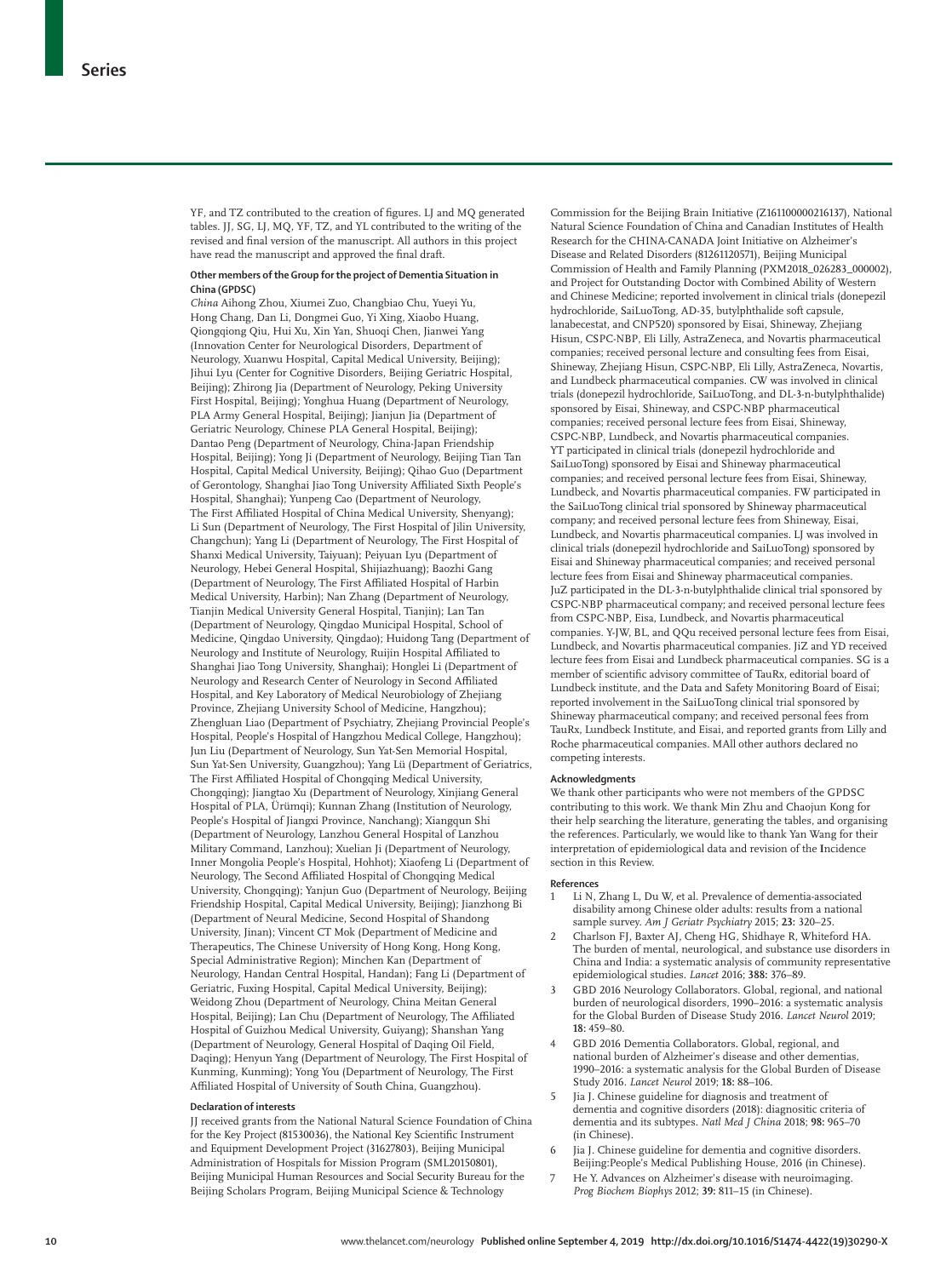YF, and TZ contributed to the creation of figures. LJ and MQ generated tables. JJ, SG, LJ, MQ, YF, TZ, and YL contributed to the writing of the revised and final version of the manuscript. All authors in this project have read the manuscript and approved the final draft.

#### Other members of the Group for the project of Dementia Situation in China (GPDSC)

*China* Aihong Zhou, Xiumei Zuo, Changbiao Chu, Yueyi Yu, Hong Chang, Dan Li, Dongmei Guo, Yi Xing, Xiaobo Huang, Qiongqiong Qiu, Hui Xu, Xin Yan, Shuoqi Chen, Jianwei Yang (Innovation Center for Neurological Disorders, Department of Neurology, Xuanwu Hospital, Capital Medical University, Beijing); Jihui Lyu (Center for Cognitive Disorders, Beijing Geriatric Hospital, Beijing); Zhirong Jia (Department of Neurology, Peking University First Hospital, Beijing); Yonghua Huang (Department of Neurology, PLA Army General Hospital, Beijing); Jianjun Jia (Department of Geriatric Neurology, Chinese PLA General Hospital, Beijing); Dantao Peng (Department of Neurology, China-Japan Friendship Hospital, Beijing); Yong Ji (Department of Neurology, Beijing Tian Tan Hospital, Capital Medical University, Beijing); Qihao Guo (Department of Gerontology, Shanghai Jiao Tong University Affiliated Sixth People's Hospital, Shanghai); Yunpeng Cao (Department of Neurology, The First Affiliated Hospital of China Medical University, Shenyang); Li Sun (Department of Neurology, The First Hospital of Jilin University, Changchun); Yang Li (Department of Neurology, The First Hospital of Shanxi Medical University, Taiyuan); Peiyuan Lyu (Department of Neurology, Hebei General Hospital, Shijiazhuang); Baozhi Gang (Department of Neurology, The First Affiliated Hospital of Harbin Medical University, Harbin); Nan Zhang (Department of Neurology, Tianjin Medical University General Hospital, Tianjin); Lan Tan (Department of Neurology, Qingdao Municipal Hospital, School of Medicine, Qingdao University, Qingdao); Huidong Tang (Department of Neurology and Institute of Neurology, Ruijin Hospital Affiliated to Shanghai Jiao Tong University, Shanghai); Honglei Li (Department of Neurology and Research Center of Neurology in Second Affiliated Hospital, and Key Laboratory of Medical Neurobiology of Zhejiang Province, Zhejiang University School of Medicine, Hangzhou); Zhengluan Liao (Department of Psychiatry, Zhejiang Provincial People's Hospital, People's Hospital of Hangzhou Medical College, Hangzhou); Jun Liu (Department of Neurology, Sun Yat-Sen Memorial Hospital, Sun Yat-Sen University, Guangzhou); Yang Lü (Department of Geriatrics, The First Affiliated Hospital of Chongqing Medical University, Chongqing); Jiangtao Xu (Department of Neurology, Xinjiang General Hospital of PLA, Ürümqi); Kunnan Zhang (Institution of Neurology, People's Hospital of Jiangxi Province, Nanchang); Xiangqun Shi (Department of Neurology, Lanzhou General Hospital of Lanzhou Military Command, Lanzhou); Xuelian Ji (Department of Neurology, Inner Mongolia People's Hospital, Hohhot); Xiaofeng Li (Department of Neurology, The Second Affiliated Hospital of Chongqing Medical University, Chongqing); Yanjun Guo (Department of Neurology, Beijing Friendship Hospital, Capital Medical University, Beijing); Jianzhong Bi (Department of Neural Medicine, Second Hospital of Shandong University, Jinan); Vincent CT Mok (Department of Medicine and Therapeutics, The Chinese University of Hong Kong, Hong Kong, Special Administrative Region); Minchen Kan (Department of Neurology, Handan Central Hospital, Handan); Fang Li (Department of Geriatric, Fuxing Hospital, Capital Medical University, Beijing); Weidong Zhou (Department of Neurology, China Meitan General Hospital, Beijing); Lan Chu (Department of Neurology, The Affiliated Hospital of Guizhou Medical University, Guiyang); Shanshan Yang (Department of Neurology, General Hospital of Daqing Oil Field, Daqing); Henyun Yang (Department of Neurology, The First Hospital of Kunming, Kunming); Yong You (Department of Neurology, The First Affiliated Hospital of University of South China, Guangzhou).

#### Declaration of interests

JJ received grants from the National Natural Science Foundation of China for the Key Project (81530036), the National Key Scientific Instrument and Equipment Development Project (31627803), Beijing Municipal Administration of Hospitals for Mission Program (SML20150801), Beijing Municipal Human Resources and Social Security Bureau for the Beijing Scholars Program, Beijing Municipal Science & Technology Commission for the Beijing Brain Initiative (Z161100000216137), National Natural Science Foundation of China and Canadian Institutes of Health Research for the CHINA-CANADA Joint Initiative on Alzheimer's Disease and Related Disorders (81261120571), Beijing Municipal Commission of Health and Family Planning (PXM2018_026283_000002), and Project for Outstanding Doctor with Combined Ability of Western and Chinese Medicine; reported involvement in clinical trials (donepezil hydrochloride, SaiLuoTong, AD-35, butylphthalide soft capsule, lanabecestat, and CNP520) sponsored by Eisai, Shineway, Zhejiang Hisun, CSPC-NBP, Eli Lilly, AstraZeneca, and Novartis pharmaceutical companies; received personal lecture and consulting fees from Eisai, Shineway, Zhejiang Hisun, CSPC-NBP, Eli Lilly, AstraZeneca, Novartis, and Lundbeck pharmaceutical companies. CW was involved in clinical trials (donepezil hydrochloride, SaiLuoTong, and DL-3-n-butylphthalide) sponsored by Eisai, Shineway, and CSPC-NBP pharmaceutical companies; received personal lecture fees from Eisai, Shineway, CSPC-NBP, Lundbeck, and Novartis pharmaceutical companies. YT participated in clinical trials (donepezil hydrochloride and SaiLuoTong) sponsored by Eisai and Shineway pharmaceutical companies; and received personal lecture fees from Eisai, Shineway, Lundbeck, and Novartis pharmaceutical companies. FW participated in the SaiLuoTong clinical trial sponsored by Shineway pharmaceutical company; and received personal lecture fees from Shineway, Eisai, Lundbeck, and Novartis pharmaceutical companies. LJ was involved in clinical trials (donepezil hydrochloride and SaiLuoTong) sponsored by Eisai and Shineway pharmaceutical companies; and received personal lecture fees from Eisai and Shineway pharmaceutical companies. JuZ participated in the DL-3-n-butylphthalide clinical trial sponsored by CSPC-NBP pharmaceutical company; and received personal lecture fees from CSPC-NBP, Eisa, Lundbeck, and Novartis pharmaceutical companies. Y-JW, BL, and QQu received personal lecture fees from Eisai, Lundbeck, and Novartis pharmaceutical companies. JiZ and YD received lecture fees from Eisai and Lundbeck pharmaceutical companies. SG is a member of scientific advisory committee of TauRx, editorial board of Lundbeck institute, and the Data and Safety Monitoring Board of Eisai; reported involvement in the SaiLuoTong clinical trial sponsored by Shineway pharmaceutical company; and received personal fees from TauRx, Lundbeck Institute, and Eisai, and reported grants from Lilly and Roche pharmaceutical companies. MAll other authors declared no competing interests.

#### Acknowledgments

We thank other participants who were not members of the GPDSC contributing to this work. We thank Min Zhu and Chaojun Kong for their help searching the literature, generating the tables, and organising the references. Particularly, we would like to thank Yan Wang for their interpretation of epidemiological data and revision of the Incidence section in this Review.

#### References

1. Li N, Zhang L, Du W, et al. Prevalence of dementia-associated disability among Chinese older adults: results from a national sample survey. *Am J Geriatr Psychiatry* 2015; **23:** 320–25.
2. Charlson FJ, Baxter AJ, Cheng HG, Shidhaye R, Whiteford HA. The burden of mental, neurological, and substance use disorders in China and India: a systematic analysis of community representative epidemiological studies. *Lancet* 2016; **388:** 376–89.
3. GBD 2016 Neurology Collaborators. Global, regional, and national burden of neurological disorders, 1990–2016: a systematic analysis for the Global Burden of Disease Study 2016. *Lancet Neurol* 2019; **18:** 459–80.
4. GBD 2016 Dementia Collaborators. Global, regional, and national burden of Alzheimer's disease and other dementias, 1990–2016: a systematic analysis for the Global Burden of Disease Study 2016. *Lancet Neurol* 2019; **18:** 88–106.
5. Jia J. Chinese guideline for diagnosis and treatment of dementia and cognitive disorders (2018): diagnositic criteria of dementia and its subtypes. *Natl Med J China* 2018; **98:** 965–70 (in Chinese).
6. Jia J. Chinese guideline for dementia and cognitive disorders. Beijing:People's Medical Publishing House, 2016 (in Chinese).
7. He Y. Advances on Alzheimer's disease with neuroimaging. *Prog Biochem Biophys* 2012; **39:** 811–15 (in Chinese).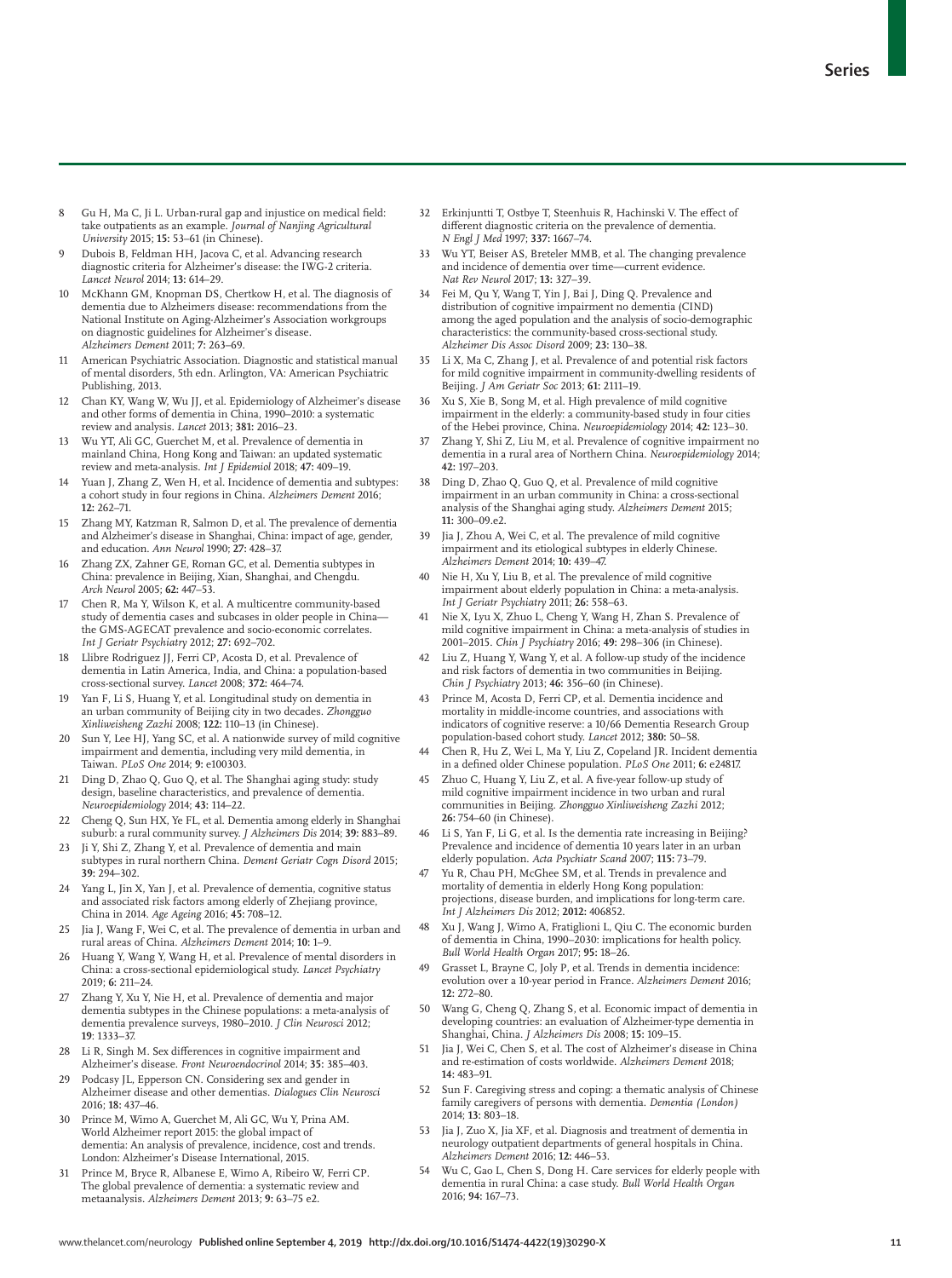8 Gu H, Ma C, Ji L. Urban-rural gap and injustice on medical field: take outpatients as an example. *Journal of Nanjing Agricultural University* 2015; **15:** 53–61 (in Chinese).

9 Dubois B, Feldman HH, Jacova C, et al. Advancing research diagnostic criteria for Alzheimer's disease: the IWG-2 criteria. *Lancet Neurol* 2014; **13:** 614–29.

10 McKhann GM, Knopman DS, Chertkow H, et al. The diagnosis of dementia due to Alzheimers disease: recommendations from the National Institute on Aging-Alzheimer's Association workgroups on diagnostic guidelines for Alzheimer's disease. *Alzheimers Dement* 2011; **7:** 263–69.

11 American Psychiatric Association. Diagnostic and statistical manual of mental disorders, 5th edn. Arlington, VA: American Psychiatric Publishing, 2013.

12 Chan KY, Wang W, Wu JJ, et al. Epidemiology of Alzheimer's disease and other forms of dementia in China, 1990–2010: a systematic review and analysis. *Lancet* 2013; **381:** 2016–23.

13 Wu YT, Ali GC, Guerchet M, et al. Prevalence of dementia in mainland China, Hong Kong and Taiwan: an updated systematic review and meta-analysis. *Int J Epidemiol* 2018; **47:** 709–19.

14 Yuan J, Zhang Z, Wen H, et al. Incidence of dementia and subtypes: a cohort study in four regions in China. *Alzheimers Dement* 2016; **12:** 262–71.

15 Zhang MY, Katzman R, Salmon D, et al. The prevalence of dementia and Alzheimer's disease in Shanghai, China: impact of age, gender, and education. *Ann Neurol* 1990; **27:** 428–37.

16 Zhang ZX, Zahner GE, Roman GC, et al. Dementia subtypes in China: prevalence in Beijing, Xian, Shanghai, and Chengdu. *Arch Neurol* 2005; **62:** 447–53.

17 Chen R, Ma Y, Wilson K, et al. A multicentre community-based study of dementia cases and subcases in older people in China—the GMS-AGECAT prevalence and socio-economic correlates. *Int J Geriatr Psychiatry* 2012; **27:** 692–702.

18 Llibre Rodriguez JJ, Ferri CP, Acosta D, et al. Prevalence of dementia in Latin America, India, and China: a population-based cross-sectional survey. *Lancet* 2008; **372:** 464–74.

19 Yan F, Li S, Huang Y, et al. Longitudinal study on dementia in an urban community of Beijing city in two decades. *Zhongguo Xinliweisheng Zazhi* 2008; **122:** 110–13 (in Chinese).

20 Sun Y, Lee HJ, Yang SC, et al. A nationwide survey of mild cognitive impairment and dementia, including very mild dementia, in Taiwan. *PLoS One* 2014; **9:** e100303.

21 Ding D, Zhao Q, Guo Q, et al. The Shanghai aging study: study design, baseline characteristics, and prevalence of dementia. *Neuroepidemiology* 2014; **43:** 114–22.

22 Cheng Q, Sun HX, Ye FL, et al. Dementia among elderly in Shanghai suburb: a rural community survey. *J Alzheimers Dis* 2014; **39:** 883–89.

23 Ji Y, Shi Z, Zhang Y, et al. Prevalence of dementia and main subtypes in rural northern China. *Dement Geriatr Cogn Disord* 2015; **39:** 294–302.

24 Yang L, Jin X, Yan J, et al. Prevalence of dementia, cognitive status and associated risk factors among elderly of Zhejiang province, China in 2014. *Age Ageing* 2016; **45:** 708–12.

25 Jia J, Wang F, Wei C, et al. The prevalence of dementia in urban and rural areas of China. *Alzheimers Dement* 2014; **10:** 1–9.

26 Huang Y, Wang Y, Wang H, et al. Prevalence of mental disorders in China: a cross-sectional epidemiological study. *Lancet Psychiatry* 2019; **6:** 211–24.

27 Zhang Y, Xu Y, Nie H, et al. Prevalence of dementia and major dementia subtypes in the Chinese populations: a meta-analysis of dementia prevalence surveys, 1980–2010. *J Clin Neurosci* 2012; **19:** 1333–37.

28 Li R, Singh M. Sex differences in cognitive impairment and Alzheimer's disease. *Front Neuroendocrinol* 2014; **35:** 385–403.

29 Podcasy JL, Epperson CN. Considering sex and gender in Alzheimer disease and other dementias. *Dialogues Clin Neurosci* 2016; **18:** 437–46.

30 Prince M, Wimo A, Guerchet M, Ali GC, Wu Y, Prina AM. World Alzheimer report 2015: the global impact of dementia: An analysis of prevalence, incidence, cost and trends. London: Alzheimer's Disease International, 2015.

31 Prince M, Bryce R, Albanese E, Wimo A, Ribeiro W, Ferri CP. The global prevalence of dementia: a systematic review and metaanalysis. *Alzheimers Dement* 2013; **9:** 63–75 e2.

32 Erkinjuntti T, Ostbye T, Steenhuis R, Hachinski V. The effect of different diagnostic criteria on the prevalence of dementia. *N Engl J Med* 1997; **337:** 1667–74.

33 Wu YT, Beiser AS, Breteler MMB, et al. The changing prevalence and incidence of dementia over time—current evidence. *Nat Rev Neurol* 2017; **13:** 327–39.

34 Fei M, Qu Y, Wang T, Yin J, Bai J, Ding Q. Prevalence and distribution of cognitive impairment no dementia (CIND) among the aged population and the analysis of socio-demographic characteristics: the community-based cross-sectional study. *Alzheimer Dis Assoc Disord* 2009; **23:** 130–38.

35 Li X, Ma C, Zhang J, et al. Prevalence of and potential risk factors for mild cognitive impairment in community-dwelling residents of Beijing. *J Am Geriatr Soc* 2013; **61:** 2111–19.

36 Xu S, Xie B, Song M, et al. High prevalence of mild cognitive impairment in the elderly: a community-based study in four cities of the Hebei province, China. *Neuroepidemiology* 2014; **42:** 123–30.

37 Zhang Y, Shi Z, Liu M, et al. Prevalence of cognitive impairment no dementia in a rural area of Northern China. *Neuroepidemiology* 2014; **42:** 197–203.

38 Ding D, Zhao Q, Guo Q, et al. Prevalence of mild cognitive impairment in an urban community in China: a cross-sectional analysis of the Shanghai aging study. *Alzheimers Dement* 2015; **11:** 300–09.e2.

39 Jia J, Zhou A, Wei C, et al. The prevalence of mild cognitive impairment and its etiological subtypes in elderly Chinese. *Alzheimers Dement* 2014; **10:** 439–47.

40 Nie H, Xu Y, Liu B, et al. The prevalence of mild cognitive impairment about elderly population in China: a meta-analysis. *Int J Geriatr Psychiatry* 2011; **26:** 558–63.

41 Nie X, Lyu X, Zhuo L, Cheng Y, Wang H, Zhan S. Prevalence of mild cognitive impairment in China: a meta-analysis of studies in 2001–2015. *Chin J Psychiatry* 2016; **49:** 298–306 (in Chinese).

42 Liu Z, Huang Y, Wang Y, et al. A follow-up study of the incidence and risk factors of dementia in two communities in Beijing. *Chin J Psychiatry* 2013; **46:** 356–60 (in Chinese).

43 Prince M, Acosta D, Ferri CP, et al. Dementia incidence and mortality in middle-income countries, and associations with indicators of cognitive reserve: a 10/66 Dementia Research Group population-based cohort study. *Lancet* 2012; **380:** 50–58.

44 Chen R, Hu Z, Wei L, Ma Y, Liu Z, Copeland JR. Incident dementia in a defined older Chinese population. *PLoS One* 2011; **6:** e24817.

45 Zhuo C, Huang Y, Liu Z, et al. A five-year follow-up study of mild cognitive impairment incidence in two urban and rural communities in Beijing. *Zhongguo Xinliweisheng Zazhi* 2012; **26:** 754–60 (in Chinese).

46 Li S, Yan F, Li G, et al. Is the dementia rate increasing in Beijing? Prevalence and incidence of dementia 10 years later in an urban elderly population. *Acta Psychiatr Scand* 2007; **115:** 73–79.

47 Yu R, Chau PH, McGhee SM, et al. Trends in prevalence and mortality of dementia in elderly Hong Kong population: projections, disease burden, and implications for long-term care. *Int J Alzheimers Dis* 2012; **2012:** 406852.

48 Xu J, Wang J, Wimo A, Fratiglioni L, Qiu C. The economic burden of dementia in China, 1990–2030: implications for health policy. *Bull World Health Organ* 2017; **95:** 18–26.

49 Grasset L, Brayne C, Joly P, et al. Trends in dementia incidence: evolution over a 10-year period in France. *Alzheimers Dement* 2016; **12:** 272–80.

50 Wang G, Cheng Q, Zhang S, et al. Economic impact of dementia in developing countries: an evaluation of Alzheimer-type dementia in Shanghai, China. *J Alzheimers Dis* 2008; **15:** 109–15.

51 Jia J, Wei C, Chen S, et al. The cost of Alzheimer's disease in China and re-estimation of costs worldwide. *Alzheimers Dement* 2018; **14:** 483–91.

52 Sun F. Caregiving stress and coping: a thematic analysis of Chinese family caregivers of persons with dementia. *Dementia (London)* 2014; **13:** 803–18.

53 Jia J, Zuo X, Jia XF, et al. Diagnosis and treatment of dementia in neurology outpatient departments of general hospitals in China. *Alzheimers Dement* 2016; **12:** 446–53.

54 Wu C, Gao L, Chen S, Dong H. Care services for elderly people with dementia in rural China: a case study. *Bull World Health Organ* 2016; **94:** 167–73.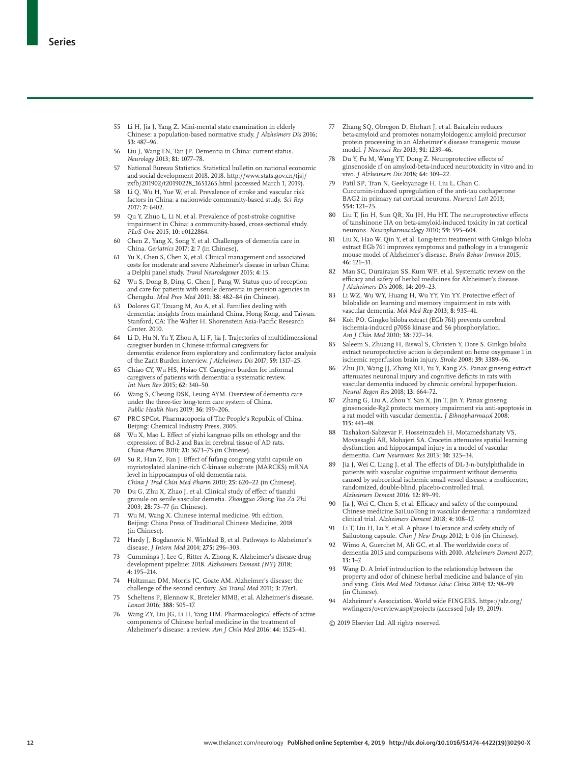55 Li H, Jia J, Yang Z. Mini-mental state examination in elderly Chinese: a population-based normative study. *J Alzheimers Dis* 2016; **53:** 487–96.

56 Liu J, Wang LN, Tan JP. Dementia in China: current status. *Neurology* 2013; **81:** 1077–78.

57 National Bureau Statistics. Statistical bulletin on national economic and social development 2018. 2018. http://www.stats.gov.cn/tjsj/zxfb/201902/t20190228_1651265.html (accessed March 1, 2019).

58 Li Q, Wu H, Yue W, et al. Prevalence of stroke and vascular risk factors in China: a nationwide community-based study. *Sci Rep* 2017; **7:** 6402.

59 Qu Y, Zhuo L, Li N, et al. Prevalence of post-stroke cognitive impairment in China: a community-based, cross-sectional study. *PLoS One* 2015; **10:** e0122864.

60 Chen Z, Yang X, Song Y, et al. Challenges of dementia care in China. *Geriatrics* 2017; **2:** 7 (in Chinese).

61 Yu X, Chen S, Chen X, et al. Clinical management and associated costs for moderate and severe Alzheimer's disease in urban China: a Delphi panel study. *Transl Neurodegener* 2015; **4:** 15.

62 Wu S, Dong B, Ding G, Chen J, Pang W. Status quo of reception and care for patients with senile dementia in pension agencies in Chengdu. *Mod Prev Med* 2011; **38:** 482–84 (in Chinese).

63 Dolores GT, Tzuang M, Au A, et al. Families dealing with dementia: insights from mainland China, Hong Kong, and Taiwan. Stanford, CA: The Walter H. Shorenstein Asia-Pacific Research Center. 2010.

64 Li D, Hu N, Yu Y, Zhou A, Li F, Jia J. Trajectories of multidimensional caregiver burden in Chinese informal caregivers for dementia: evidence from exploratory and confirmatory factor analysis of the Zarit Burden interview. *J Alzheimers Dis* 2017; **59:** 1317–25.

65 Chiao CY, Wu HS, Hsiao CY. Caregiver burden for informal caregivers of patients with dementia: a systematic review. *Int Nurs Rev* 2015; **62:** 340–50.

66 Wang S, Cheung DSK, Leung AYM. Overview of dementia care under the three-tier long-term care system of China. *Public Health Nurs* 2019; **36:** 199–206.

67 PRC SPCot. Pharmacopoeia of The People's Republic of China. Beijing: Chemical Industry Press, 2005.

68 Wu X, Mao L. Effect of yizhi kangnao pills on ethology and the expression of Bcl-2 and Bax in cerebral tissue of AD rats. *China Pharm* 2010; **21:** 3673–75 (in Chinese).

69 Su R, Han Z, Fan J. Effect of fufang congrong yizhi capsule on myristoylated alanine-rich C-kinase substrate (MARCKS) mRNA level in hippocampus of old dementia rats. *China J Trad Chin Med Pharm* 2010; **25:** 620–22 (in Chinese).

70 Du G, Zhu X, Zhao J, et al. Clinical study of effect of tianzhi granule on senile vascular demetia. *Zhongguo Zhong Yao Za Zhi* 2003; **28:** 73–77 (in Chinese).

71 Wu M, Wang X. Chinese internal medicine. 9th edition. Beijing: China Press of Traditional Chinese Medicine, 2018 (in Chinese).

72 Hardy J, Bogdanovic N, Winblad B, et al. Pathways to Alzheimer's disease. *J Intern Med* 2014; **275:** 296–303.

73 Cummings J, Lee G, Ritter A, Zhong K. Alzheimer's disease drug development pipeline: 2018. *Alzheimers Dement (NY)* 2018; **4:** 195–214.

74 Holtzman DM, Morris JC, Goate AM. Alzheimer's disease: the challenge of the second century. *Sci Transl Med* 2011; **3:** 77sr1.

75 Scheltens P, Blennow K, Breteler MMB, et al. Alzheimer's disease. *Lancet* 2016; **388:** 505–17.

76 Wang ZY, Liu JG, Li H, Yang HM. Pharmacological effects of active components of Chinese herbal medicine in the treatment of Alzheimer's disease: a review. *Am J Chin Med* 2016; **44:** 1525–41.

77 Zhang SQ, Obregon D, Ehrhart J, et al. Baicalein reduces beta-amyloid and promotes nonamyloidogenic amyloid precursor protein processing in an Alzheimer's disease transgenic mouse model. *J Neurosci Res* 2013; **91:** 1239–46.

78 Du Y, Fu M, Wang YT, Dong Z. Neuroprotective effects of ginsenoside rf on amyloid-beta-induced neurotoxicity in vitro and in vivo. *J Alzheimers Dis* 2018; **64:** 309–22.

79 Patil SP, Tran N, Geekiyanage H, Liu L, Chan C. Curcumin-induced upregulation of the anti-tau cochaperone BAG2 in primary rat cortical neurons. *Neurosci Lett* 2013; **554:** 121–25.

80 Liu T, Jin H, Sun QR, Xu JH, Hu HT. The neuroprotective effects of tanshinone IIA on beta-amyloid-induced toxicity in rat cortical neurons. *Neuropharmacology* 2010; **59:** 595–604.

81 Liu X, Hao W, Qin Y, et al. Long-term treatment with Ginkgo biloba extract EGb 761 improves symptoms and pathology in a transgenic mouse model of Alzheimer's disease. *Brain Behav Immun* 2015; **46:** 121–31.

82 Man SC, Durairajan SS, Kum WF, et al. Systematic review on the efficacy and safety of herbal medicines for Alzheimer's disease. *J Alzheimers Dis* 2008; **14:** 209–23.

83 Li WZ, Wu WY, Huang H, Wu YY, Yin YY. Protective effect of bilobalide on learning and memory impairment in rats with vascular dementia. *Mol Med Rep* 2013; **8:** 935–41.

84 Koh PO. Gingko biloba extract (EGb 761) prevents cerebral ischemia-induced p70S6 kinase and S6 phosphorylation. *Am J Chin Med* 2010; **38:** 727–34.

85 Saleem S, Zhuang H, Biswal S, Christen Y, Dore S. Ginkgo biloba extract neuroprotective action is dependent on heme oxygenase 1 in ischemic reperfusion brain injury. *Stroke* 2008; **39:** 3389–96.

86 Zhu JD, Wang JJ, Zhang XH, Yu Y, Kang ZS. Panax ginseng extract attenuates neuronal injury and cognitive deficits in rats with vascular dementia induced by chronic cerebral hypoperfusion. *Neural Regen Res* 2018; **13:** 664–72.

87 Zhang G, Liu A, Zhou Y, San X, Jin T, Jin Y. Panax ginseng ginsenoside-Rg2 protects memory impairment via anti-apoptosis in a rat model with vascular dementia. *J Ethnopharmacol* 2008; **115:** 441–48.

88 Tashakori-Sabzevar F, Hosseinzadeh H, Motamedshariaty VS, Movassaghi AR, Mohajeri SA. Crocetin attenuates spatial learning dysfunction and hippocampal injury in a model of vascular dementia. *Curr Neurovasc Res* 2013; **10:** 325–34.

89 Jia J, Wei C, Liang J, et al. The effects of DL-3-n-butylphthalide in patients with vascular cognitive impairment without dementia caused by subcortical ischemic small vessel disease: a multicentre, randomized, double-blind, placebo-controlled trial. *Alzheimers Dement* 2016; **12:** 89–99.

90 Jia J, Wei C, Chen S, et al. Efficacy and safety of the compound Chinese medicine SaiLuoTong in vascular dementia: a randomized clinical trial. *Alzheimers Dement* 2018; **4:** 108–17.

91 Li T, Liu H, Lu Y, et al. A phase I tolerance and safety study of Sailuotong capsule. *Chin J New Drugs* 2012; **1:** 016 (in Chinese).

92 Wimo A, Guerchet M, Ali GC, et al. The worldwide costs of dementia 2015 and comparisons with 2010. *Alzheimers Dement* 2017; **13:** 1–7.

93 Wang D. A brief introduction to the relationship between the property and odor of chinese herbal medicine and balance of yin and yang. *Chin Med Mod Distance Educ China* 2014; **12:** 98–99 (in Chinese).

94 Alzheimer's Association. World wide FINGERS. https://alz.org/wwfingers/overview.asp#projects (accessed July 19, 2019).

© 2019 Elsevier Ltd. All rights reserved.